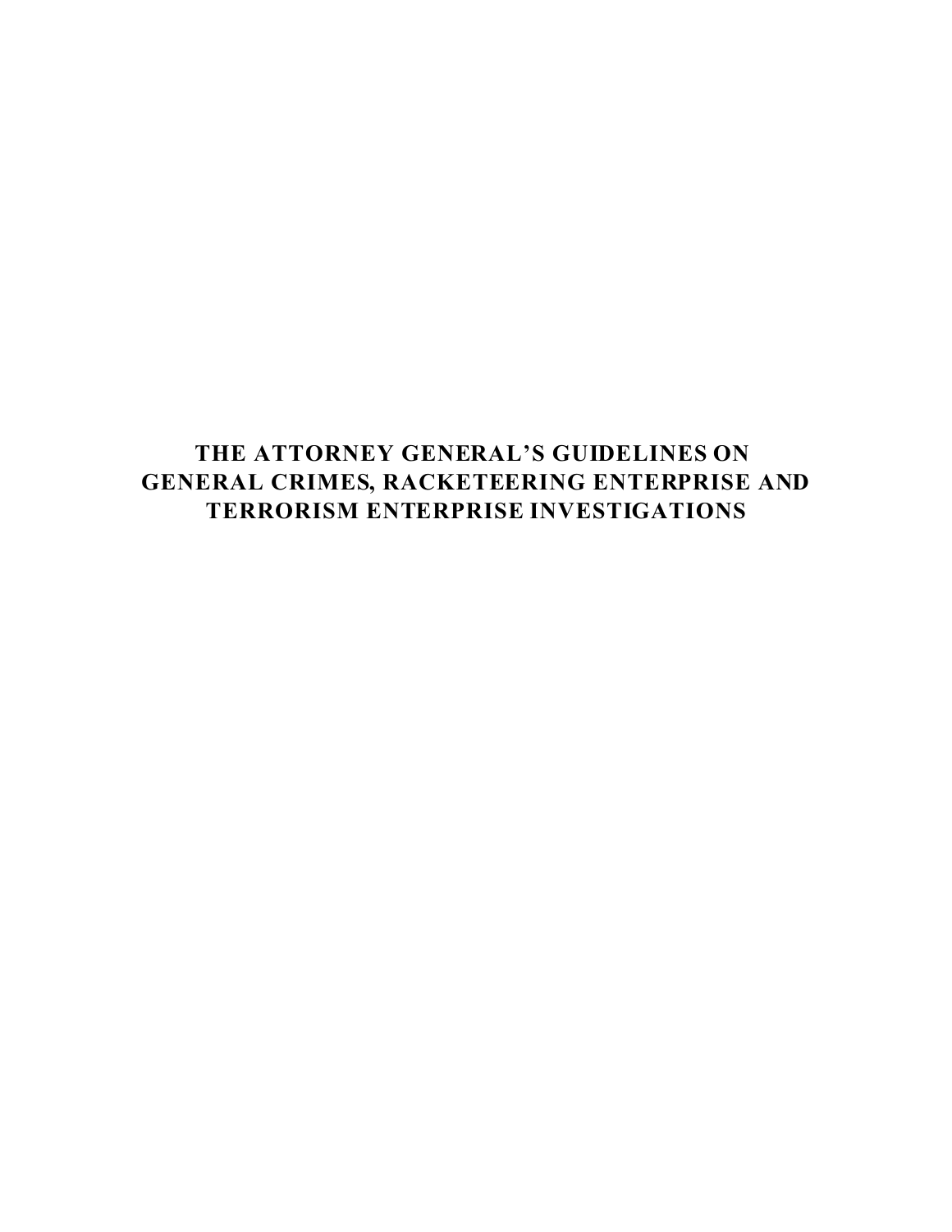# THE ATTORNEY GENERAL'S GUIDELINES ON GENERAL CRIMES, RACKETEERING ENTERPRISE AND TERRORISM ENTERPRISE INVESTIGATIONS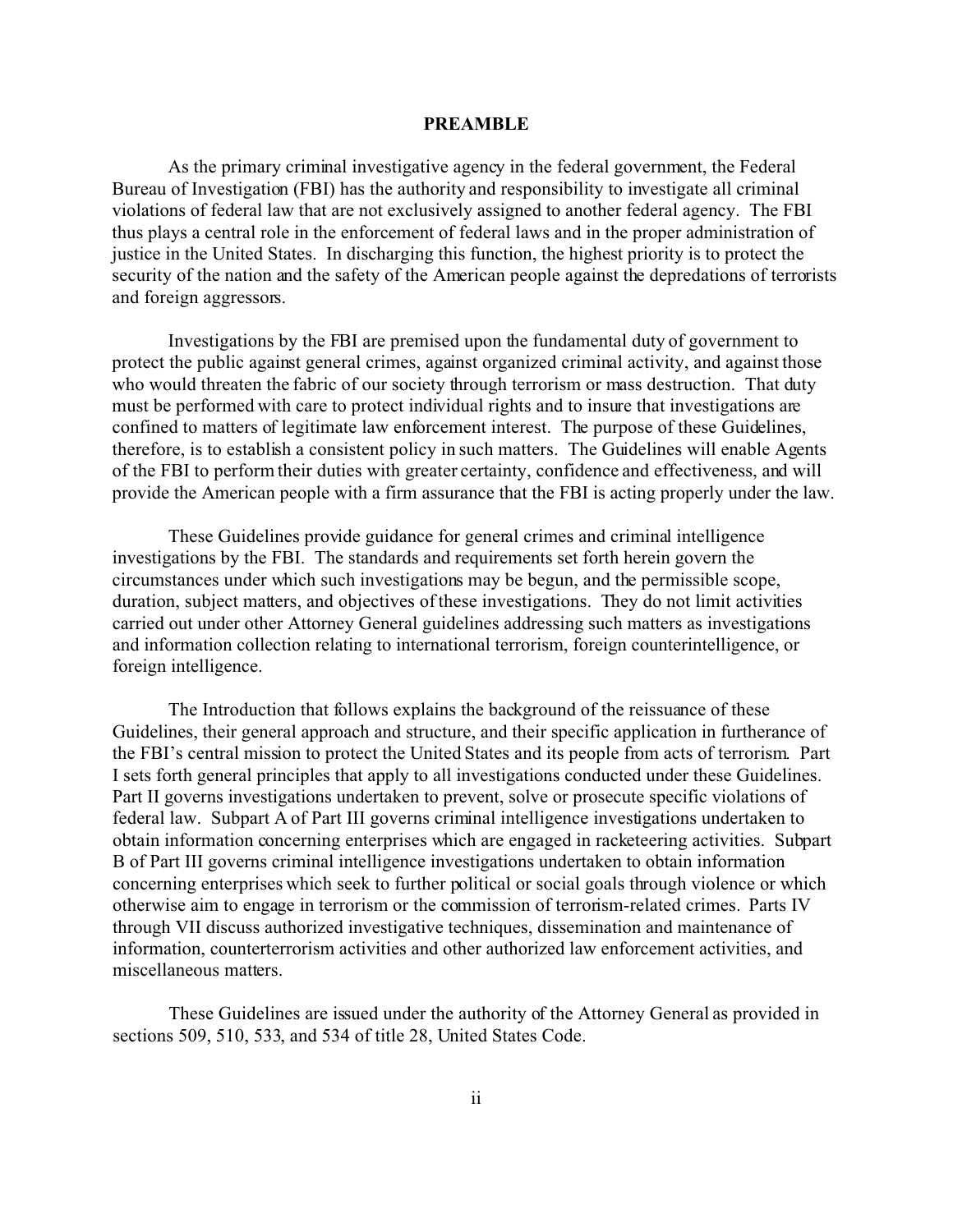# PREAMBLE

As the primary criminal investigative agency in the federal government, the Federal Bureau of Investigation (FBI) has the authority and responsibility to investigate all criminal violations of federal law that are not exclusively assigned to another federal agency. The FBI thus plays a central role in the enforcement of federal laws and in the proper administration of justice in the United States. In discharging this function, the highest priority is to protect the security of the nation and the safety of the American people against the depredations of terrorists and foreign aggressors.

Investigations by the FBI are premised upon the fundamental duty of government to protect the public against general crimes, against organized criminal activity, and against those who would threaten the fabric of our society through terrorism or mass destruction. That duty must be performed with care to protect individual rights and to insure that investigations are confined to matters of legitimate law enforcement interest. The purpose of these Guidelines, therefore, is to establish a consistent policy in such matters. The Guidelines will enable Agents of the FBI to perform their duties with greater certainty, confidence and effectiveness, and will provide the American people with a firm assurance that the FBI is acting properly under the law.

These Guidelines provide guidance for general crimes and criminal intelligence investigations by the FBI. The standards and requirements set forth herein govern the circumstances under which such investigations may be begun, and the permissible scope, duration, subject matters, and objectives of these investigations. They do not limit activities carried out under other Attorney General guidelines addressing such matters as investigations and information collection relating to international terrorism, foreign counterintelligence, or foreign intelligence.

The Introduction that follows explains the background of the reissuance of these Guidelines, their general approach and structure, and their specific application in furtherance of the FBI's central mission to protect the United States and its people from acts of terrorism. Part I sets forth general principles that apply to all investigations conducted under these Guidelines. Part II governs investigations undertaken to prevent, solve or prosecute specific violations of federal law. Subpart A of Part III governs criminal intelligence investigations undertaken to obtain information concerning enterprises which are engaged in racketeering activities. Subpart B of Part III governs criminal intelligence investigations undertaken to obtain information concerning enterprises which seek to further political or social goals through violence or which otherwise aim to engage in terrorism or the commission of terrorism-related crimes. Parts IV through VII discuss authorized investigative techniques, dissemination and maintenance of information, counterterrorism activities and other authorized law enforcement activities, and miscellaneous matters.

These Guidelines are issued under the authority of the Attorney General as provided in sections 509, 510, 533, and 534 of title 28, United States Code.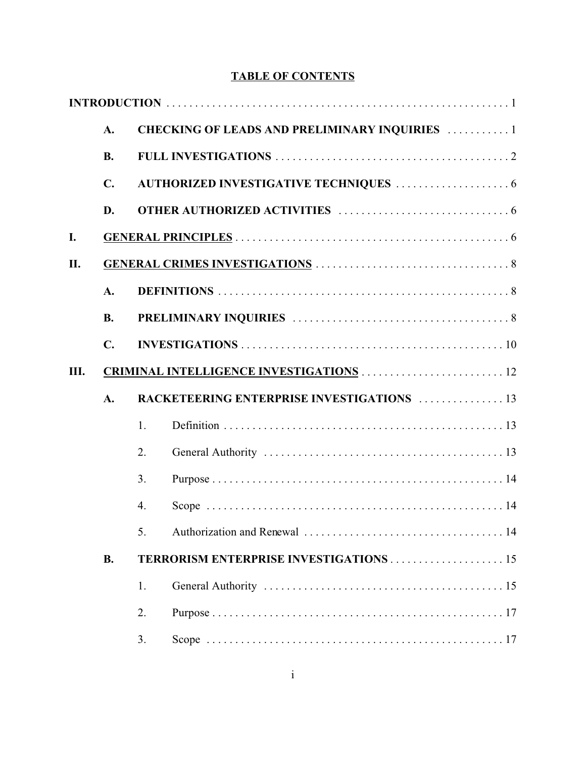# TABLE OF CONTENTS

**INTRODUCTION** . . . . . . . . . . . . . . . . . . . . . . . . . . . . . . . . . . . . . . . . . . . . . . . . . . . . . . . . . . . . 1

- **A. CHECKING OF LEADS AND PRELIMINARY INQUIRIES** . . . . . . . . . . . 1
- **B. FULL INVESTIGATIONS** . . . . . . . . . . . . . . . . . . . . . . . . . . . . . . . . . . . . . . . . . 2
- **C. AUTHORIZED INVESTIGATIVE TECHNIQUES** . . . . . . . . . . . . . . . . . . . . 6
- **D. OTHER AUTHORIZED ACTIVITIES** . . . . . . . . . . . . . . . . . . . . . . . . . . . . . . 6

**I. GENERAL PRINCIPLES** . . . . . . . . . . . . . . . . . . . . . . . . . . . . . . . . . . . . . . . . . . . . . . . . . 6

**II. GENERAL CRIMES INVESTIGATIONS** . . . . . . . . . . . . . . . . . . . . . . . . . . . . . . . . . . 8

- **A. DEFINITIONS** . . . . . . . . . . . . . . . . . . . . . . . . . . . . . . . . . . . . . . . . . . . . . . . . . . . 8
- **B. PRELIMINARY INQUIRIES** . . . . . . . . . . . . . . . . . . . . . . . . . . . . . . . . . . . . . . 8
- **C. INVESTIGATIONS** . . . . . . . . . . . . . . . . . . . . . . . . . . . . . . . . . . . . . . . . . . . . . . . 10

**III. CRIMINAL INTELLIGENCE INVESTIGATIONS** . . . . . . . . . . . . . . . . . . . . . . . . . 12

- **A. RACKETEERING ENTERPRISE INVESTIGATIONS** . . . . . . . . . . . . . . . 13
  1. Definition . . . . . . . . . . . . . . . . . . . . . . . . . . . . . . . . . . . . . . . . . . . . . . . . . . 13
  2. General Authority . . . . . . . . . . . . . . . . . . . . . . . . . . . . . . . . . . . . . . . . . . 13
  3. Purpose . . . . . . . . . . . . . . . . . . . . . . . . . . . . . . . . . . . . . . . . . . . . . . . . . . . . 14
  4. Scope . . . . . . . . . . . . . . . . . . . . . . . . . . . . . . . . . . . . . . . . . . . . . . . . . . . . . 14
  5. Authorization and Renewal . . . . . . . . . . . . . . . . . . . . . . . . . . . . . . . . . . . 14
- **B. TERRORISM ENTERPRISE INVESTIGATIONS** . . . . . . . . . . . . . . . . . . . . 15
  1. General Authority . . . . . . . . . . . . . . . . . . . . . . . . . . . . . . . . . . . . . . . . . . 15
  2. Purpose . . . . . . . . . . . . . . . . . . . . . . . . . . . . . . . . . . . . . . . . . . . . . . . . . . . . 17
  3. Scope . . . . . . . . . . . . . . . . . . . . . . . . . . . . . . . . . . . . . . . . . . . . . . . . . . . . . 17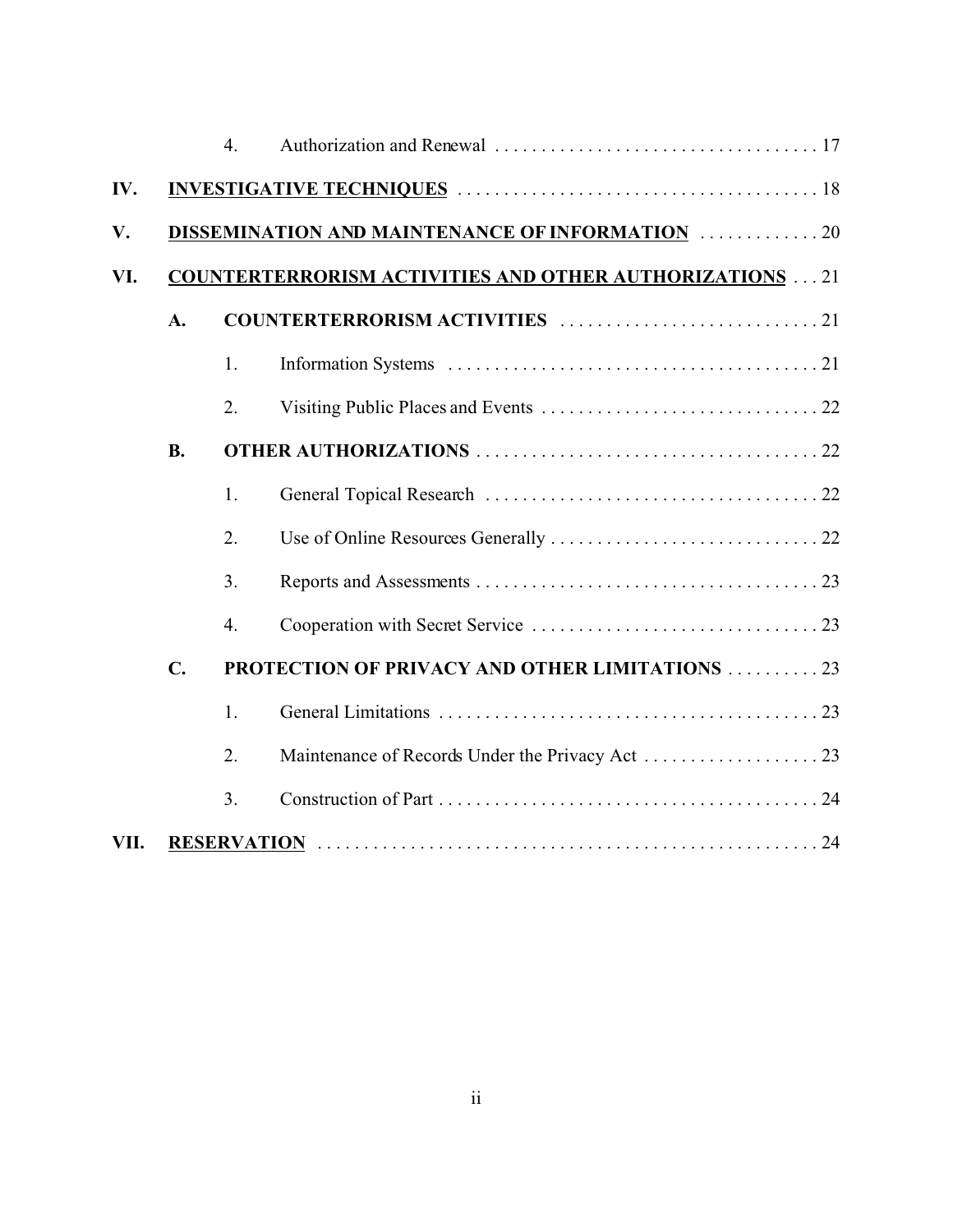4. Authorization and Renewal . . . . . . . . . . . . . . . . . . . . . . . . . . . . . . . . . . . 17

IV. **INVESTIGATIVE TECHNIQUES** . . . . . . . . . . . . . . . . . . . . . . . . . . . . . . . . . . . . . 18

V. **DISSEMINATION AND MAINTENANCE OF INFORMATION** . . . . . . . . . . . . . 20

VI. **COUNTERTERRORISM ACTIVITIES AND OTHER AUTHORIZATIONS** . . . 21

A. **COUNTERTERRORISM ACTIVITIES** . . . . . . . . . . . . . . . . . . . . . . . . . . . . 21

1. Information Systems . . . . . . . . . . . . . . . . . . . . . . . . . . . . . . . . . . . . . . . 21

2. Visiting Public Places and Events . . . . . . . . . . . . . . . . . . . . . . . . . . . . . . 22

B. **OTHER AUTHORIZATIONS** . . . . . . . . . . . . . . . . . . . . . . . . . . . . . . . . . . . . 22

1. General Topical Research . . . . . . . . . . . . . . . . . . . . . . . . . . . . . . . . . . . . 22

2. Use of Online Resources Generally . . . . . . . . . . . . . . . . . . . . . . . . . . . . . 22

3. Reports and Assessments . . . . . . . . . . . . . . . . . . . . . . . . . . . . . . . . . . . . . 23

4. Cooperation with Secret Service . . . . . . . . . . . . . . . . . . . . . . . . . . . . . . . 23

C. **PROTECTION OF PRIVACY AND OTHER LIMITATIONS** . . . . . . . . . . 23

1. General Limitations . . . . . . . . . . . . . . . . . . . . . . . . . . . . . . . . . . . . . . . . . 23

2. Maintenance of Records Under the Privacy Act . . . . . . . . . . . . . . . . . . . 23

3. Construction of Part . . . . . . . . . . . . . . . . . . . . . . . . . . . . . . . . . . . . . . . . . 24

VII. **RESERVATION** . . . . . . . . . . . . . . . . . . . . . . . . . . . . . . . . . . . . . . . . . . . . . . . . . . . . . 24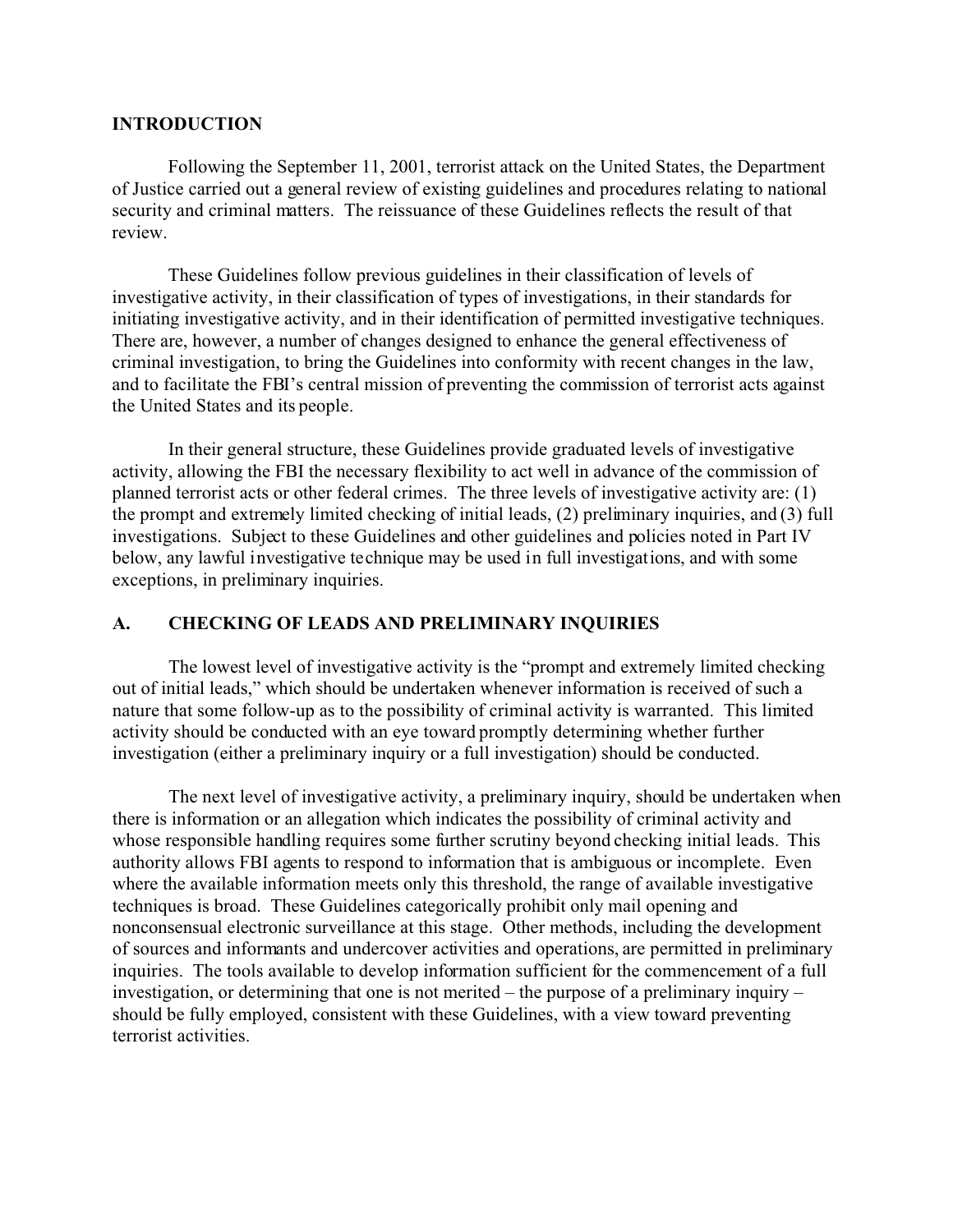## INTRODUCTION

Following the September 11, 2001, terrorist attack on the United States, the Department of Justice carried out a general review of existing guidelines and procedures relating to national security and criminal matters. The reissuance of these Guidelines reflects the result of that review.

These Guidelines follow previous guidelines in their classification of levels of investigative activity, in their classification of types of investigations, in their standards for initiating investigative activity, and in their identification of permitted investigative techniques. There are, however, a number of changes designed to enhance the general effectiveness of criminal investigation, to bring the Guidelines into conformity with recent changes in the law, and to facilitate the FBI's central mission of preventing the commission of terrorist acts against the United States and its people.

In their general structure, these Guidelines provide graduated levels of investigative activity, allowing the FBI the necessary flexibility to act well in advance of the commission of planned terrorist acts or other federal crimes. The three levels of investigative activity are: (1) the prompt and extremely limited checking of initial leads, (2) preliminary inquiries, and (3) full investigations. Subject to these Guidelines and other guidelines and policies noted in Part IV below, any lawful investigative technique may be used in full investigations, and with some exceptions, in preliminary inquiries.

## A. CHECKING OF LEADS AND PRELIMINARY INQUIRIES

The lowest level of investigative activity is the "prompt and extremely limited checking out of initial leads," which should be undertaken whenever information is received of such a nature that some follow-up as to the possibility of criminal activity is warranted. This limited activity should be conducted with an eye toward promptly determining whether further investigation (either a preliminary inquiry or a full investigation) should be conducted.

The next level of investigative activity, a preliminary inquiry, should be undertaken when there is information or an allegation which indicates the possibility of criminal activity and whose responsible handling requires some further scrutiny beyond checking initial leads. This authority allows FBI agents to respond to information that is ambiguous or incomplete. Even where the available information meets only this threshold, the range of available investigative techniques is broad. These Guidelines categorically prohibit only mail opening and nonconsensual electronic surveillance at this stage. Other methods, including the development of sources and informants and undercover activities and operations, are permitted in preliminary inquiries. The tools available to develop information sufficient for the commencement of a full investigation, or determining that one is not merited – the purpose of a preliminary inquiry – should be fully employed, consistent with these Guidelines, with a view toward preventing terrorist activities.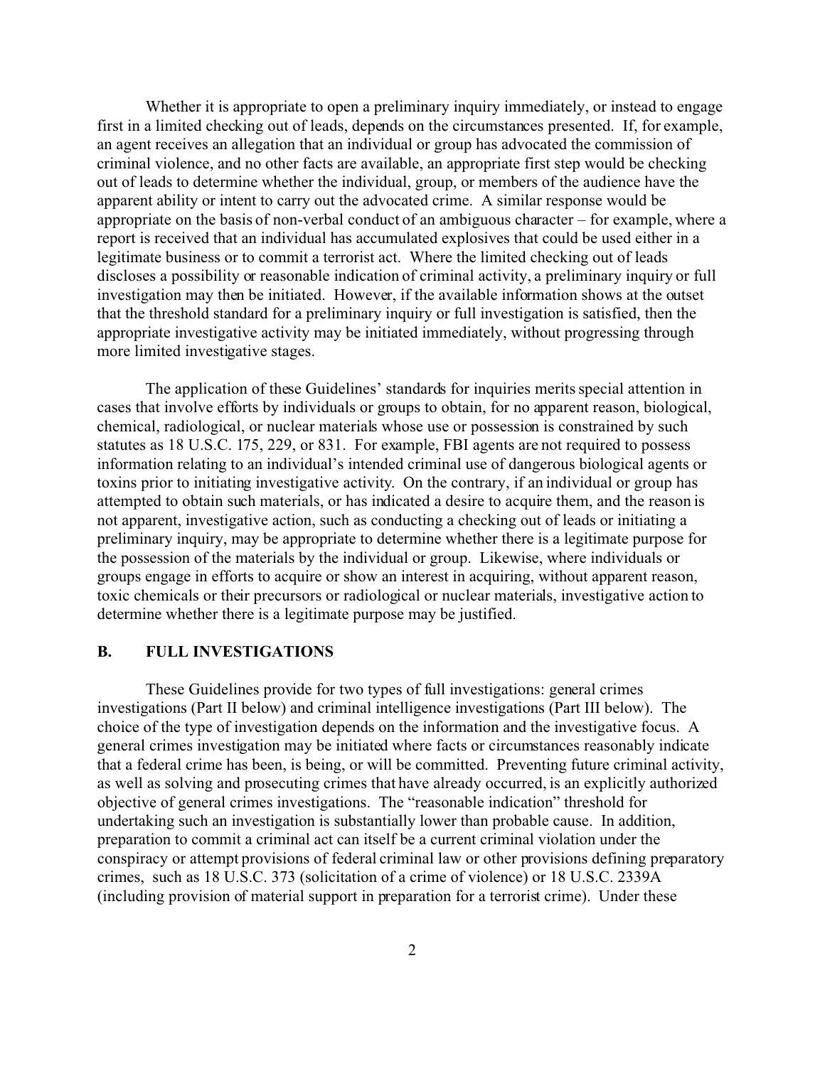Whether it is appropriate to open a preliminary inquiry immediately, or instead to engage first in a limited checking out of leads, depends on the circumstances presented. If, for example, an agent receives an allegation that an individual or group has advocated the commission of criminal violence, and no other facts are available, an appropriate first step would be checking out of leads to determine whether the individual, group, or members of the audience have the apparent ability or intent to carry out the advocated crime. A similar response would be appropriate on the basis of non-verbal conduct of an ambiguous character – for example, where a report is received that an individual has accumulated explosives that could be used either in a legitimate business or to commit a terrorist act. Where the limited checking out of leads discloses a possibility or reasonable indication of criminal activity, a preliminary inquiry or full investigation may then be initiated. However, if the available information shows at the outset that the threshold standard for a preliminary inquiry or full investigation is satisfied, then the appropriate investigative activity may be initiated immediately, without progressing through more limited investigative stages.

The application of these Guidelines' standards for inquiries merits special attention in cases that involve efforts by individuals or groups to obtain, for no apparent reason, biological, chemical, radiological, or nuclear materials whose use or possession is constrained by such statutes as 18 U.S.C. 175, 229, or 831. For example, FBI agents are not required to possess information relating to an individual's intended criminal use of dangerous biological agents or toxins prior to initiating investigative activity. On the contrary, if an individual or group has attempted to obtain such materials, or has indicated a desire to acquire them, and the reason is not apparent, investigative action, such as conducting a checking out of leads or initiating a preliminary inquiry, may be appropriate to determine whether there is a legitimate purpose for the possession of the materials by the individual or group. Likewise, where individuals or groups engage in efforts to acquire or show an interest in acquiring, without apparent reason, toxic chemicals or their precursors or radiological or nuclear materials, investigative action to determine whether there is a legitimate purpose may be justified.

## B. FULL INVESTIGATIONS

These Guidelines provide for two types of full investigations: general crimes investigations (Part II below) and criminal intelligence investigations (Part III below). The choice of the type of investigation depends on the information and the investigative focus. A general crimes investigation may be initiated where facts or circumstances reasonably indicate that a federal crime has been, is being, or will be committed. Preventing future criminal activity, as well as solving and prosecuting crimes that have already occurred, is an explicitly authorized objective of general crimes investigations. The "reasonable indication" threshold for undertaking such an investigation is substantially lower than probable cause. In addition, preparation to commit a criminal act can itself be a current criminal violation under the conspiracy or attempt provisions of federal criminal law or other provisions defining preparatory crimes, such as 18 U.S.C. 373 (solicitation of a crime of violence) or 18 U.S.C. 2339A (including provision of material support in preparation for a terrorist crime). Under these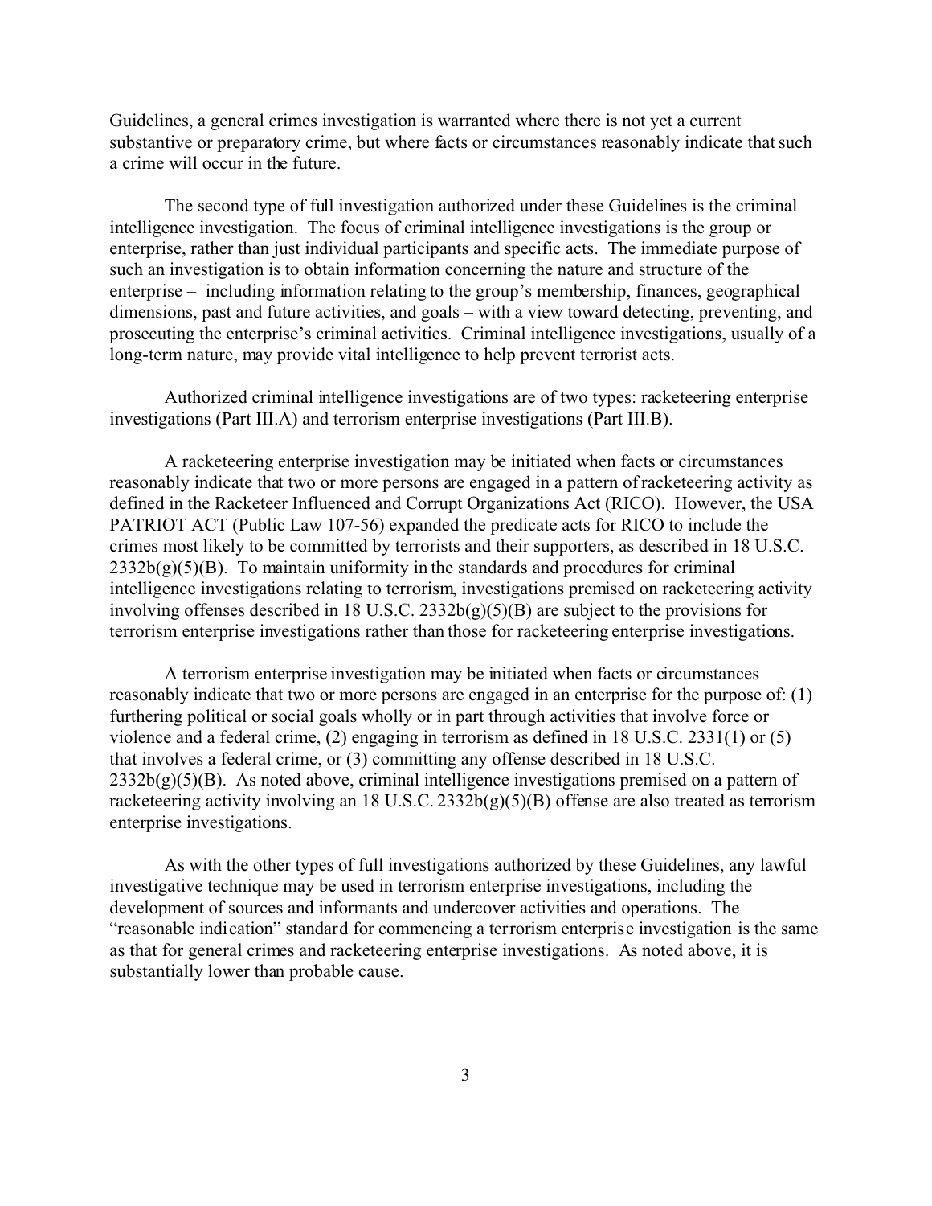Guidelines, a general crimes investigation is warranted where there is not yet a current substantive or preparatory crime, but where facts or circumstances reasonably indicate that such a crime will occur in the future.

The second type of full investigation authorized under these Guidelines is the criminal intelligence investigation. The focus of criminal intelligence investigations is the group or enterprise, rather than just individual participants and specific acts. The immediate purpose of such an investigation is to obtain information concerning the nature and structure of the enterprise – including information relating to the group's membership, finances, geographical dimensions, past and future activities, and goals – with a view toward detecting, preventing, and prosecuting the enterprise's criminal activities. Criminal intelligence investigations, usually of a long-term nature, may provide vital intelligence to help prevent terrorist acts.

Authorized criminal intelligence investigations are of two types: racketeering enterprise investigations (Part III.A) and terrorism enterprise investigations (Part III.B).

A racketeering enterprise investigation may be initiated when facts or circumstances reasonably indicate that two or more persons are engaged in a pattern of racketeering activity as defined in the Racketeer Influenced and Corrupt Organizations Act (RICO). However, the USA PATRIOT ACT (Public Law 107-56) expanded the predicate acts for RICO to include the crimes most likely to be committed by terrorists and their supporters, as described in 18 U.S.C. 2332b(g)(5)(B). To maintain uniformity in the standards and procedures for criminal intelligence investigations relating to terrorism, investigations premised on racketeering activity involving offenses described in 18 U.S.C. 2332b(g)(5)(B) are subject to the provisions for terrorism enterprise investigations rather than those for racketeering enterprise investigations.

A terrorism enterprise investigation may be initiated when facts or circumstances reasonably indicate that two or more persons are engaged in an enterprise for the purpose of: (1) furthering political or social goals wholly or in part through activities that involve force or violence and a federal crime, (2) engaging in terrorism as defined in 18 U.S.C. 2331(1) or (5) that involves a federal crime, or (3) committing any offense described in 18 U.S.C. 2332b(g)(5)(B). As noted above, criminal intelligence investigations premised on a pattern of racketeering activity involving an 18 U.S.C. 2332b(g)(5)(B) offense are also treated as terrorism enterprise investigations.

As with the other types of full investigations authorized by these Guidelines, any lawful investigative technique may be used in terrorism enterprise investigations, including the development of sources and informants and undercover activities and operations. The "reasonable indication" standard for commencing a terrorism enterprise investigation is the same as that for general crimes and racketeering enterprise investigations. As noted above, it is substantially lower than probable cause.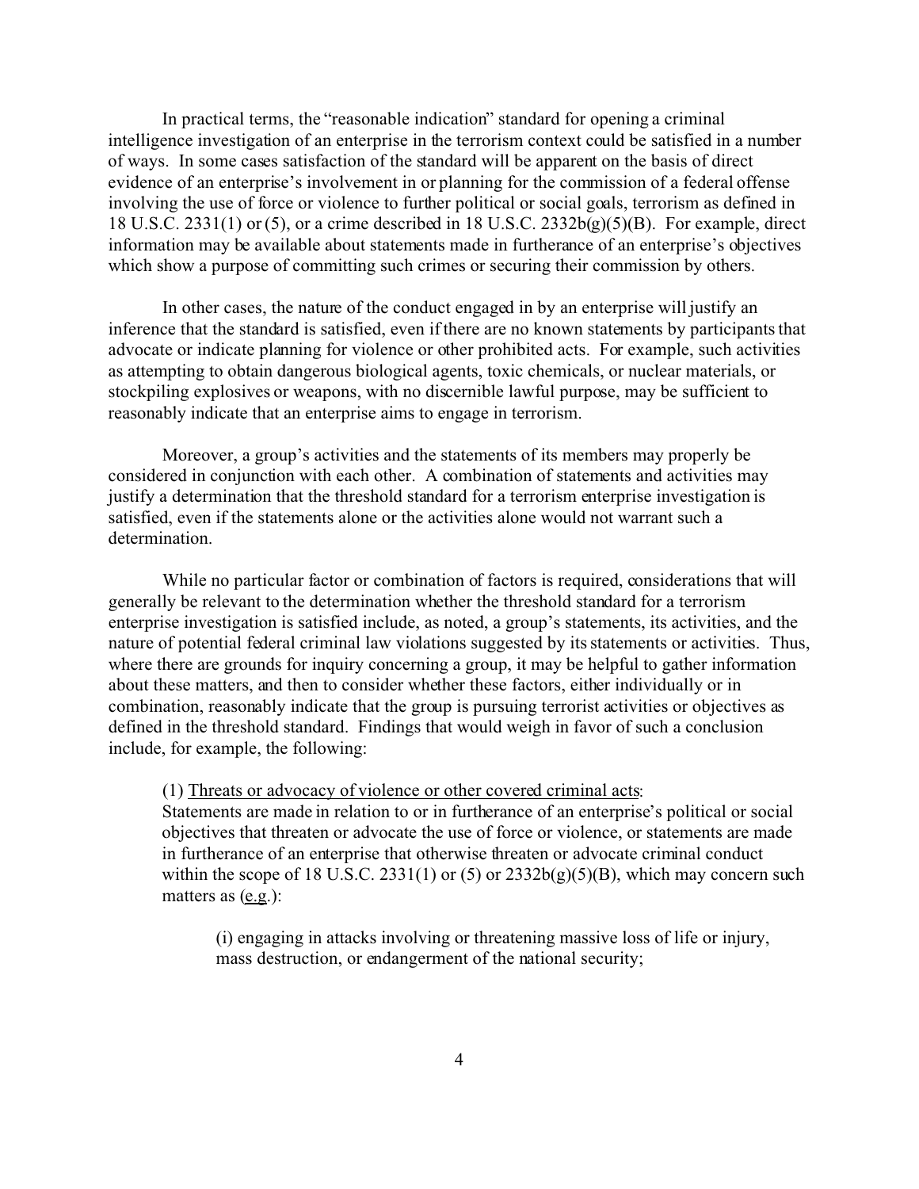In practical terms, the "reasonable indication" standard for opening a criminal intelligence investigation of an enterprise in the terrorism context could be satisfied in a number of ways. In some cases satisfaction of the standard will be apparent on the basis of direct evidence of an enterprise's involvement in or planning for the commission of a federal offense involving the use of force or violence to further political or social goals, terrorism as defined in 18 U.S.C. 2331(1) or (5), or a crime described in 18 U.S.C. 2332b(g)(5)(B). For example, direct information may be available about statements made in furtherance of an enterprise's objectives which show a purpose of committing such crimes or securing their commission by others.

In other cases, the nature of the conduct engaged in by an enterprise will justify an inference that the standard is satisfied, even if there are no known statements by participants that advocate or indicate planning for violence or other prohibited acts. For example, such activities as attempting to obtain dangerous biological agents, toxic chemicals, or nuclear materials, or stockpiling explosives or weapons, with no discernible lawful purpose, may be sufficient to reasonably indicate that an enterprise aims to engage in terrorism.

Moreover, a group's activities and the statements of its members may properly be considered in conjunction with each other. A combination of statements and activities may justify a determination that the threshold standard for a terrorism enterprise investigation is satisfied, even if the statements alone or the activities alone would not warrant such a determination.

While no particular factor or combination of factors is required, considerations that will generally be relevant to the determination whether the threshold standard for a terrorism enterprise investigation is satisfied include, as noted, a group's statements, its activities, and the nature of potential federal criminal law violations suggested by its statements or activities. Thus, where there are grounds for inquiry concerning a group, it may be helpful to gather information about these matters, and then to consider whether these factors, either individually or in combination, reasonably indicate that the group is pursuing terrorist activities or objectives as defined in the threshold standard. Findings that would weigh in favor of such a conclusion include, for example, the following:

(1) <u>Threats or advocacy of violence or other covered criminal acts</u>:
Statements are made in relation to or in furtherance of an enterprise's political or social objectives that threaten or advocate the use of force or violence, or statements are made in furtherance of an enterprise that otherwise threaten or advocate criminal conduct within the scope of 18 U.S.C. 2331(1) or (5) or 2332b(g)(5)(B), which may concern such matters as (<u>e.g.</u>):

(i) engaging in attacks involving or threatening massive loss of life or injury, mass destruction, or endangerment of the national security;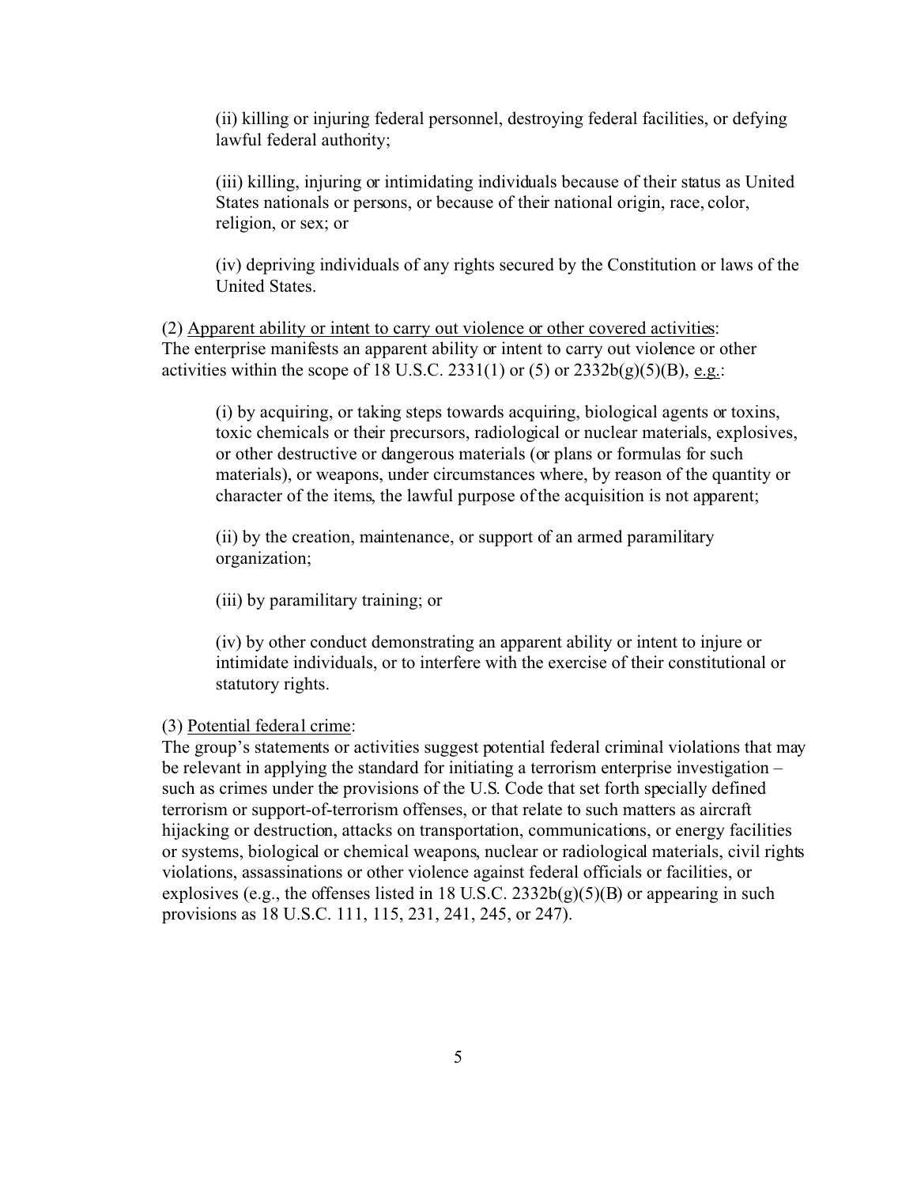(ii) killing or injuring federal personnel, destroying federal facilities, or defying lawful federal authority;

(iii) killing, injuring or intimidating individuals because of their status as United States nationals or persons, or because of their national origin, race, color, religion, or sex; or

(iv) depriving individuals of any rights secured by the Constitution or laws of the United States.

(2) <u>Apparent ability or intent to carry out violence or other covered activities</u>: The enterprise manifests an apparent ability or intent to carry out violence or other activities within the scope of 18 U.S.C. 2331(1) or (5) or 2332b(g)(5)(B), <u>e.g.</u>:

(i) by acquiring, or taking steps towards acquiring, biological agents or toxins, toxic chemicals or their precursors, radiological or nuclear materials, explosives, or other destructive or dangerous materials (or plans or formulas for such materials), or weapons, under circumstances where, by reason of the quantity or character of the items, the lawful purpose of the acquisition is not apparent;

(ii) by the creation, maintenance, or support of an armed paramilitary organization;

(iii) by paramilitary training; or

(iv) by other conduct demonstrating an apparent ability or intent to injure or intimidate individuals, or to interfere with the exercise of their constitutional or statutory rights.

(3) <u>Potential federal crime</u>:
The group's statements or activities suggest potential federal criminal violations that may be relevant in applying the standard for initiating a terrorism enterprise investigation – such as crimes under the provisions of the U.S. Code that set forth specially defined terrorism or support-of-terrorism offenses, or that relate to such matters as aircraft hijacking or destruction, attacks on transportation, communications, or energy facilities or systems, biological or chemical weapons, nuclear or radiological materials, civil rights violations, assassinations or other violence against federal officials or facilities, or explosives (e.g., the offenses listed in 18 U.S.C. 2332b(g)(5)(B) or appearing in such provisions as 18 U.S.C. 111, 115, 231, 241, 245, or 247).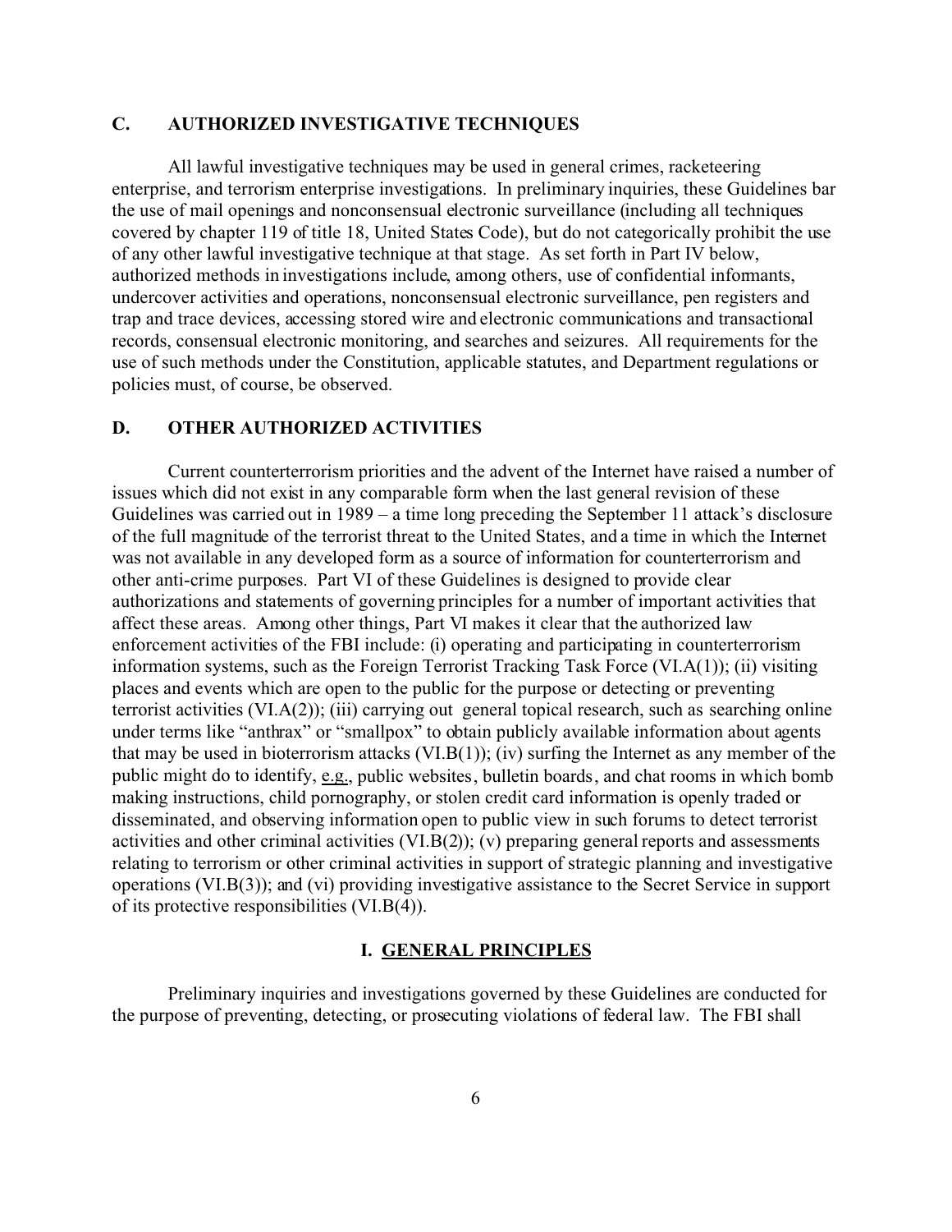## C. AUTHORIZED INVESTIGATIVE TECHNIQUES

All lawful investigative techniques may be used in general crimes, racketeering enterprise, and terrorism enterprise investigations. In preliminary inquiries, these Guidelines bar the use of mail openings and nonconsensual electronic surveillance (including all techniques covered by chapter 119 of title 18, United States Code), but do not categorically prohibit the use of any other lawful investigative technique at that stage. As set forth in Part IV below, authorized methods in investigations include, among others, use of confidential informants, undercover activities and operations, nonconsensual electronic surveillance, pen registers and trap and trace devices, accessing stored wire and electronic communications and transactional records, consensual electronic monitoring, and searches and seizures. All requirements for the use of such methods under the Constitution, applicable statutes, and Department regulations or policies must, of course, be observed.

## D. OTHER AUTHORIZED ACTIVITIES

Current counterterrorism priorities and the advent of the Internet have raised a number of issues which did not exist in any comparable form when the last general revision of these Guidelines was carried out in 1989 – a time long preceding the September 11 attack's disclosure of the full magnitude of the terrorist threat to the United States, and a time in which the Internet was not available in any developed form as a source of information for counterterrorism and other anti-crime purposes. Part VI of these Guidelines is designed to provide clear authorizations and statements of governing principles for a number of important activities that affect these areas. Among other things, Part VI makes it clear that the authorized law enforcement activities of the FBI include: (i) operating and participating in counterterrorism information systems, such as the Foreign Terrorist Tracking Task Force (VI.A(1)); (ii) visiting places and events which are open to the public for the purpose or detecting or preventing terrorist activities (VI.A(2)); (iii) carrying out general topical research, such as searching online under terms like "anthrax" or "smallpox" to obtain publicly available information about agents that may be used in bioterrorism attacks (VI.B(1)); (iv) surfing the Internet as any member of the public might do to identify, e.g., public websites, bulletin boards, and chat rooms in which bomb making instructions, child pornography, or stolen credit card information is openly traded or disseminated, and observing information open to public view in such forums to detect terrorist activities and other criminal activities (VI.B(2)); (v) preparing general reports and assessments relating to terrorism or other criminal activities in support of strategic planning and investigative operations (VI.B(3)); and (vi) providing investigative assistance to the Secret Service in support of its protective responsibilities (VI.B(4)).

# I. GENERAL PRINCIPLES

Preliminary inquiries and investigations governed by these Guidelines are conducted for the purpose of preventing, detecting, or prosecuting violations of federal law. The FBI shall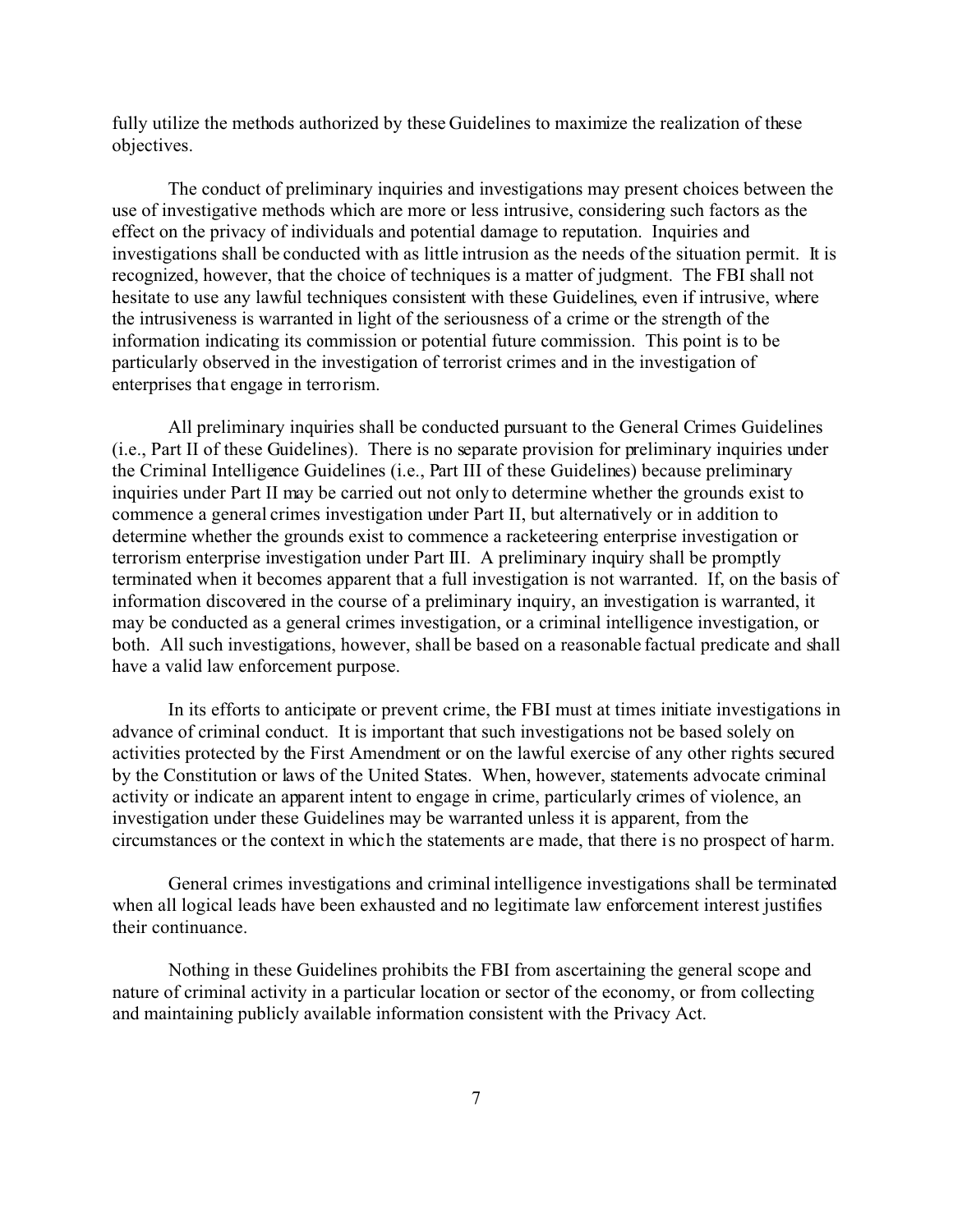fully utilize the methods authorized by these Guidelines to maximize the realization of these objectives.

The conduct of preliminary inquiries and investigations may present choices between the use of investigative methods which are more or less intrusive, considering such factors as the effect on the privacy of individuals and potential damage to reputation. Inquiries and investigations shall be conducted with as little intrusion as the needs of the situation permit. It is recognized, however, that the choice of techniques is a matter of judgment. The FBI shall not hesitate to use any lawful techniques consistent with these Guidelines, even if intrusive, where the intrusiveness is warranted in light of the seriousness of a crime or the strength of the information indicating its commission or potential future commission. This point is to be particularly observed in the investigation of terrorist crimes and in the investigation of enterprises that engage in terrorism.

All preliminary inquiries shall be conducted pursuant to the General Crimes Guidelines (i.e., Part II of these Guidelines). There is no separate provision for preliminary inquiries under the Criminal Intelligence Guidelines (i.e., Part III of these Guidelines) because preliminary inquiries under Part II may be carried out not only to determine whether the grounds exist to commence a general crimes investigation under Part II, but alternatively or in addition to determine whether the grounds exist to commence a racketeering enterprise investigation or terrorism enterprise investigation under Part III. A preliminary inquiry shall be promptly terminated when it becomes apparent that a full investigation is not warranted. If, on the basis of information discovered in the course of a preliminary inquiry, an investigation is warranted, it may be conducted as a general crimes investigation, or a criminal intelligence investigation, or both. All such investigations, however, shall be based on a reasonable factual predicate and shall have a valid law enforcement purpose.

In its efforts to anticipate or prevent crime, the FBI must at times initiate investigations in advance of criminal conduct. It is important that such investigations not be based solely on activities protected by the First Amendment or on the lawful exercise of any other rights secured by the Constitution or laws of the United States. When, however, statements advocate criminal activity or indicate an apparent intent to engage in crime, particularly crimes of violence, an investigation under these Guidelines may be warranted unless it is apparent, from the circumstances or the context in which the statements are made, that there is no prospect of harm.

General crimes investigations and criminal intelligence investigations shall be terminated when all logical leads have been exhausted and no legitimate law enforcement interest justifies their continuance.

Nothing in these Guidelines prohibits the FBI from ascertaining the general scope and nature of criminal activity in a particular location or sector of the economy, or from collecting and maintaining publicly available information consistent with the Privacy Act.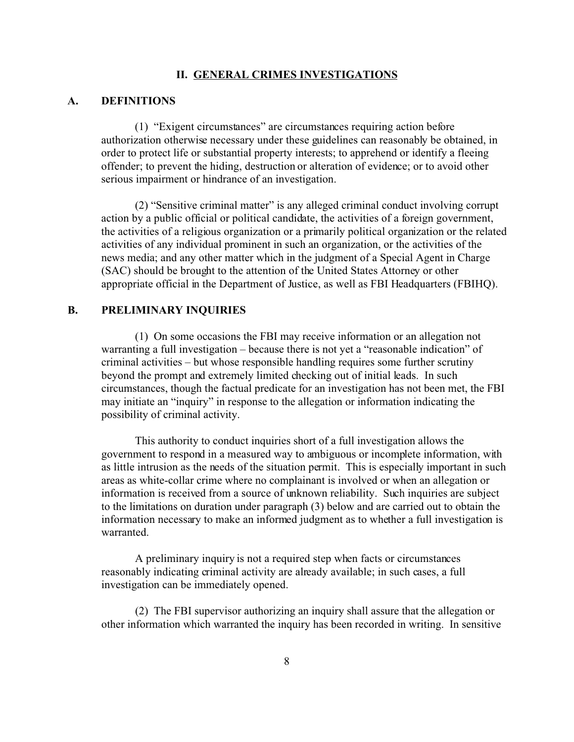## II. GENERAL CRIMES INVESTIGATIONS

### A. DEFINITIONS

(1) "Exigent circumstances" are circumstances requiring action before authorization otherwise necessary under these guidelines can reasonably be obtained, in order to protect life or substantial property interests; to apprehend or identify a fleeing offender; to prevent the hiding, destruction or alteration of evidence; or to avoid other serious impairment or hindrance of an investigation.

(2) "Sensitive criminal matter" is any alleged criminal conduct involving corrupt action by a public official or political candidate, the activities of a foreign government, the activities of a religious organization or a primarily political organization or the related activities of any individual prominent in such an organization, or the activities of the news media; and any other matter which in the judgment of a Special Agent in Charge (SAC) should be brought to the attention of the United States Attorney or other appropriate official in the Department of Justice, as well as FBI Headquarters (FBIHQ).

### B. PRELIMINARY INQUIRIES

(1) On some occasions the FBI may receive information or an allegation not warranting a full investigation – because there is not yet a "reasonable indication" of criminal activities – but whose responsible handling requires some further scrutiny beyond the prompt and extremely limited checking out of initial leads. In such circumstances, though the factual predicate for an investigation has not been met, the FBI may initiate an "inquiry" in response to the allegation or information indicating the possibility of criminal activity.

This authority to conduct inquiries short of a full investigation allows the government to respond in a measured way to ambiguous or incomplete information, with as little intrusion as the needs of the situation permit. This is especially important in such areas as white-collar crime where no complainant is involved or when an allegation or information is received from a source of unknown reliability. Such inquiries are subject to the limitations on duration under paragraph (3) below and are carried out to obtain the information necessary to make an informed judgment as to whether a full investigation is warranted.

A preliminary inquiry is not a required step when facts or circumstances reasonably indicating criminal activity are already available; in such cases, a full investigation can be immediately opened.

(2) The FBI supervisor authorizing an inquiry shall assure that the allegation or other information which warranted the inquiry has been recorded in writing. In sensitive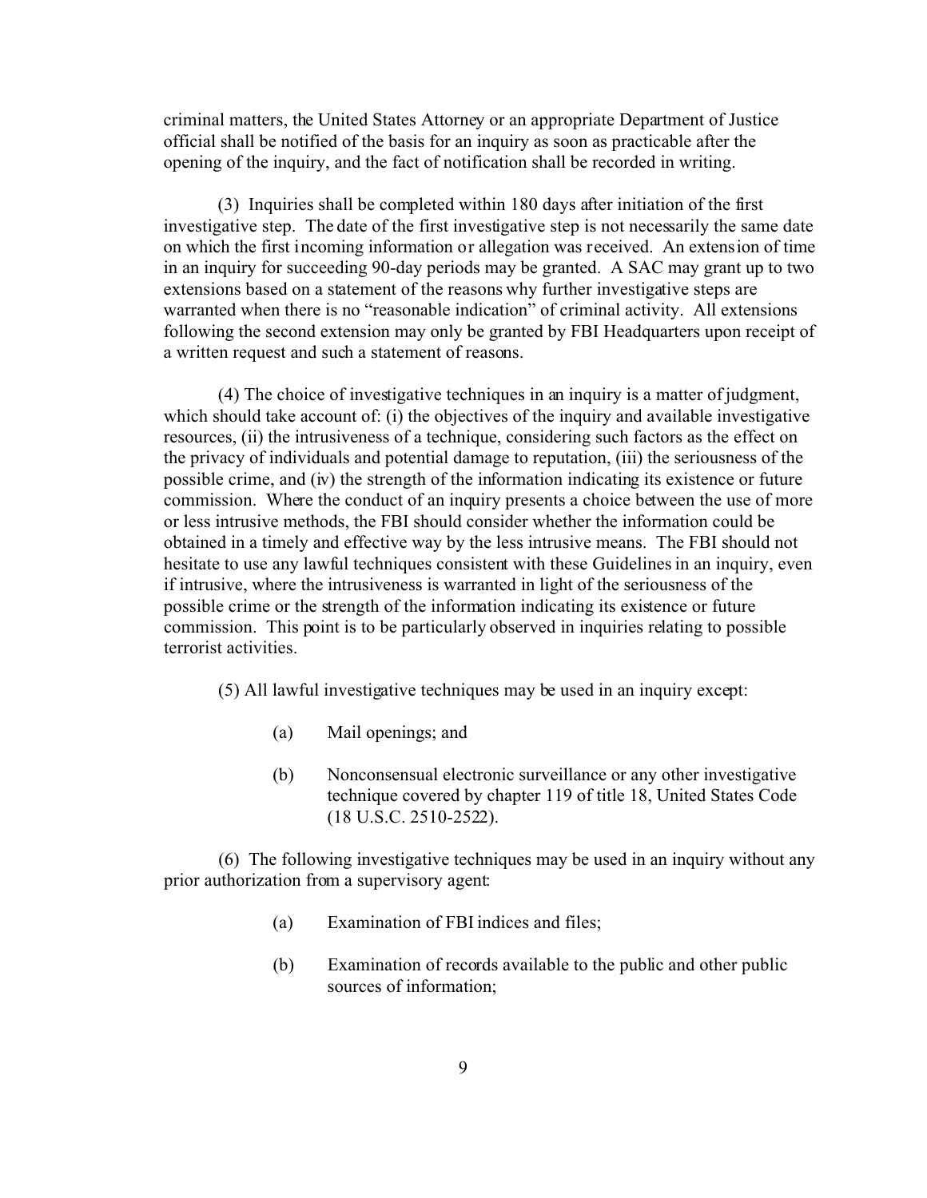criminal matters, the United States Attorney or an appropriate Department of Justice official shall be notified of the basis for an inquiry as soon as practicable after the opening of the inquiry, and the fact of notification shall be recorded in writing.

(3) Inquiries shall be completed within 180 days after initiation of the first investigative step. The date of the first investigative step is not necessarily the same date on which the first incoming information or allegation was received. An extension of time in an inquiry for succeeding 90-day periods may be granted. A SAC may grant up to two extensions based on a statement of the reasons why further investigative steps are warranted when there is no "reasonable indication" of criminal activity. All extensions following the second extension may only be granted by FBI Headquarters upon receipt of a written request and such a statement of reasons.

(4) The choice of investigative techniques in an inquiry is a matter of judgment, which should take account of: (i) the objectives of the inquiry and available investigative resources, (ii) the intrusiveness of a technique, considering such factors as the effect on the privacy of individuals and potential damage to reputation, (iii) the seriousness of the possible crime, and (iv) the strength of the information indicating its existence or future commission. Where the conduct of an inquiry presents a choice between the use of more or less intrusive methods, the FBI should consider whether the information could be obtained in a timely and effective way by the less intrusive means. The FBI should not hesitate to use any lawful techniques consistent with these Guidelines in an inquiry, even if intrusive, where the intrusiveness is warranted in light of the seriousness of the possible crime or the strength of the information indicating its existence or future commission. This point is to be particularly observed in inquiries relating to possible terrorist activities.

(5) All lawful investigative techniques may be used in an inquiry except:

(a) Mail openings; and

(b) Nonconsensual electronic surveillance or any other investigative technique covered by chapter 119 of title 18, United States Code (18 U.S.C. 2510-2522).

(6) The following investigative techniques may be used in an inquiry without any prior authorization from a supervisory agent:

(a) Examination of FBI indices and files;

(b) Examination of records available to the public and other public sources of information;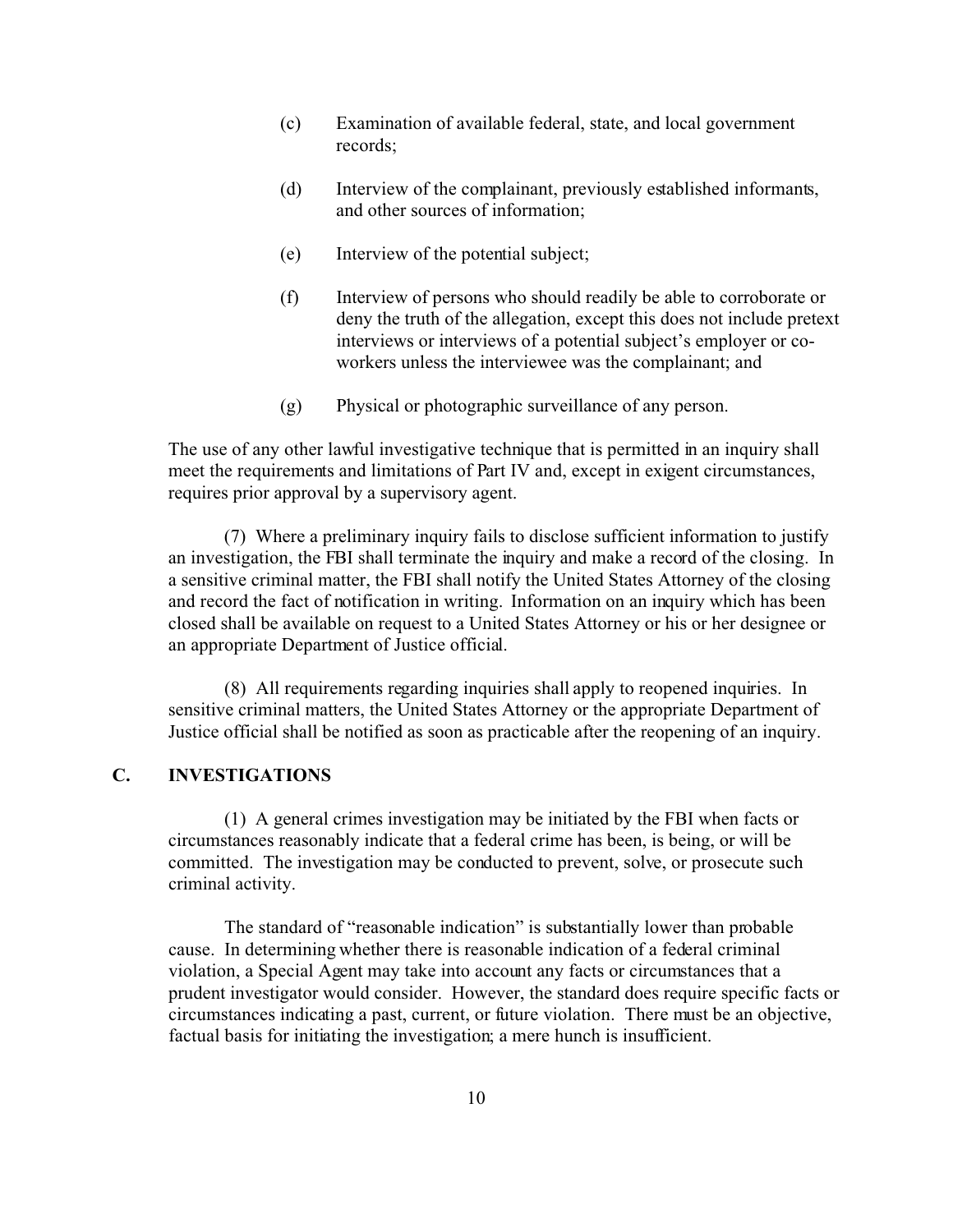(c) Examination of available federal, state, and local government records;

(d) Interview of the complainant, previously established informants, and other sources of information;

(e) Interview of the potential subject;

(f) Interview of persons who should readily be able to corroborate or deny the truth of the allegation, except this does not include pretext interviews or interviews of a potential subject's employer or co-workers unless the interviewee was the complainant; and

(g) Physical or photographic surveillance of any person.

The use of any other lawful investigative technique that is permitted in an inquiry shall meet the requirements and limitations of Part IV and, except in exigent circumstances, requires prior approval by a supervisory agent.

(7) Where a preliminary inquiry fails to disclose sufficient information to justify an investigation, the FBI shall terminate the inquiry and make a record of the closing. In a sensitive criminal matter, the FBI shall notify the United States Attorney of the closing and record the fact of notification in writing. Information on an inquiry which has been closed shall be available on request to a United States Attorney or his or her designee or an appropriate Department of Justice official.

(8) All requirements regarding inquiries shall apply to reopened inquiries. In sensitive criminal matters, the United States Attorney or the appropriate Department of Justice official shall be notified as soon as practicable after the reopening of an inquiry.

## C. INVESTIGATIONS

(1) A general crimes investigation may be initiated by the FBI when facts or circumstances reasonably indicate that a federal crime has been, is being, or will be committed. The investigation may be conducted to prevent, solve, or prosecute such criminal activity.

The standard of "reasonable indication" is substantially lower than probable cause. In determining whether there is reasonable indication of a federal criminal violation, a Special Agent may take into account any facts or circumstances that a prudent investigator would consider. However, the standard does require specific facts or circumstances indicating a past, current, or future violation. There must be an objective, factual basis for initiating the investigation; a mere hunch is insufficient.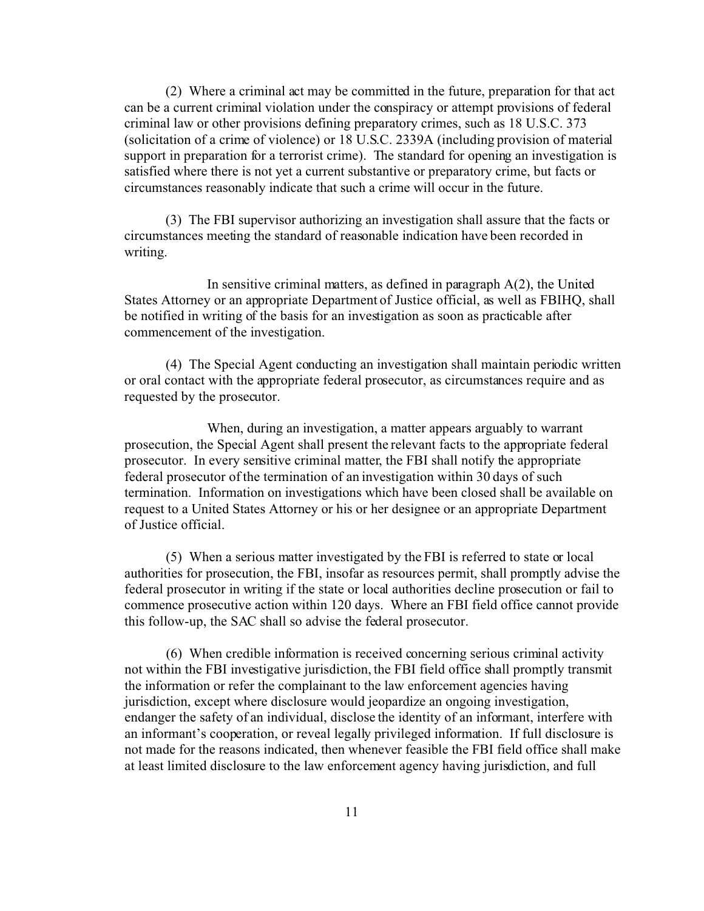(2) Where a criminal act may be committed in the future, preparation for that act can be a current criminal violation under the conspiracy or attempt provisions of federal criminal law or other provisions defining preparatory crimes, such as 18 U.S.C. 373 (solicitation of a crime of violence) or 18 U.S.C. 2339A (including provision of material support in preparation for a terrorist crime). The standard for opening an investigation is satisfied where there is not yet a current substantive or preparatory crime, but facts or circumstances reasonably indicate that such a crime will occur in the future.

(3) The FBI supervisor authorizing an investigation shall assure that the facts or circumstances meeting the standard of reasonable indication have been recorded in writing.

In sensitive criminal matters, as defined in paragraph A(2), the United States Attorney or an appropriate Department of Justice official, as well as FBIHQ, shall be notified in writing of the basis for an investigation as soon as practicable after commencement of the investigation.

(4) The Special Agent conducting an investigation shall maintain periodic written or oral contact with the appropriate federal prosecutor, as circumstances require and as requested by the prosecutor.

When, during an investigation, a matter appears arguably to warrant prosecution, the Special Agent shall present the relevant facts to the appropriate federal prosecutor. In every sensitive criminal matter, the FBI shall notify the appropriate federal prosecutor of the termination of an investigation within 30 days of such termination. Information on investigations which have been closed shall be available on request to a United States Attorney or his or her designee or an appropriate Department of Justice official.

(5) When a serious matter investigated by the FBI is referred to state or local authorities for prosecution, the FBI, insofar as resources permit, shall promptly advise the federal prosecutor in writing if the state or local authorities decline prosecution or fail to commence prosecutive action within 120 days. Where an FBI field office cannot provide this follow-up, the SAC shall so advise the federal prosecutor.

(6) When credible information is received concerning serious criminal activity not within the FBI investigative jurisdiction, the FBI field office shall promptly transmit the information or refer the complainant to the law enforcement agencies having jurisdiction, except where disclosure would jeopardize an ongoing investigation, endanger the safety of an individual, disclose the identity of an informant, interfere with an informant's cooperation, or reveal legally privileged information. If full disclosure is not made for the reasons indicated, then whenever feasible the FBI field office shall make at least limited disclosure to the law enforcement agency having jurisdiction, and full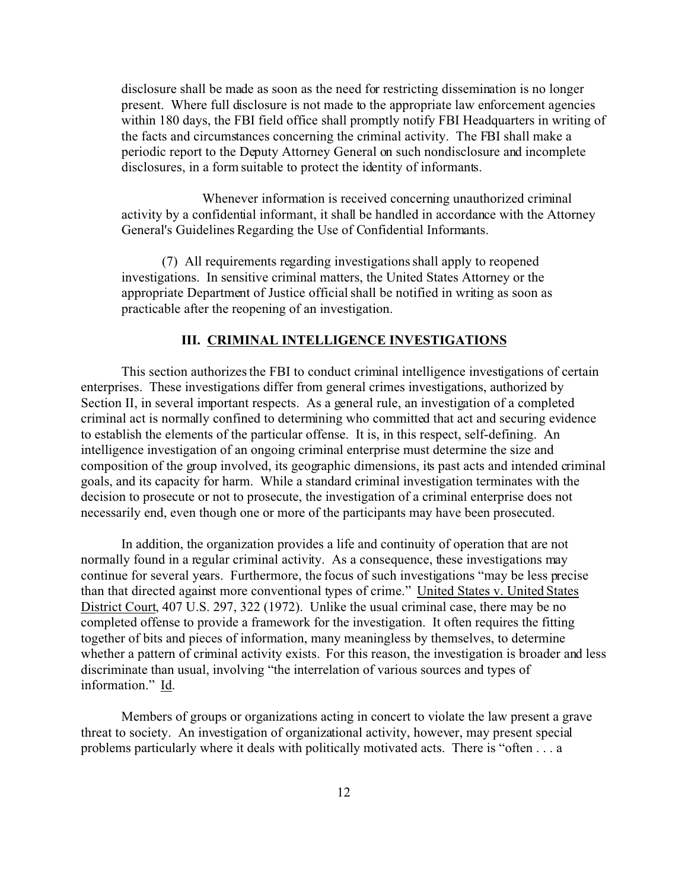disclosure shall be made as soon as the need for restricting dissemination is no longer present. Where full disclosure is not made to the appropriate law enforcement agencies within 180 days, the FBI field office shall promptly notify FBI Headquarters in writing of the facts and circumstances concerning the criminal activity. The FBI shall make a periodic report to the Deputy Attorney General on such nondisclosure and incomplete disclosures, in a form suitable to protect the identity of informants.

Whenever information is received concerning unauthorized criminal activity by a confidential informant, it shall be handled in accordance with the Attorney General's Guidelines Regarding the Use of Confidential Informants.

(7) All requirements regarding investigations shall apply to reopened investigations. In sensitive criminal matters, the United States Attorney or the appropriate Department of Justice official shall be notified in writing as soon as practicable after the reopening of an investigation.

## III. CRIMINAL INTELLIGENCE INVESTIGATIONS

This section authorizes the FBI to conduct criminal intelligence investigations of certain enterprises. These investigations differ from general crimes investigations, authorized by Section II, in several important respects. As a general rule, an investigation of a completed criminal act is normally confined to determining who committed that act and securing evidence to establish the elements of the particular offense. It is, in this respect, self-defining. An intelligence investigation of an ongoing criminal enterprise must determine the size and composition of the group involved, its geographic dimensions, its past acts and intended criminal goals, and its capacity for harm. While a standard criminal investigation terminates with the decision to prosecute or not to prosecute, the investigation of a criminal enterprise does not necessarily end, even though one or more of the participants may have been prosecuted.

In addition, the organization provides a life and continuity of operation that are not normally found in a regular criminal activity. As a consequence, these investigations may continue for several years. Furthermore, the focus of such investigations "may be less precise than that directed against more conventional types of crime." United States v. United States District Court, 407 U.S. 297, 322 (1972). Unlike the usual criminal case, there may be no completed offense to provide a framework for the investigation. It often requires the fitting together of bits and pieces of information, many meaningless by themselves, to determine whether a pattern of criminal activity exists. For this reason, the investigation is broader and less discriminate than usual, involving "the interrelation of various sources and types of information." Id.

Members of groups or organizations acting in concert to violate the law present a grave threat to society. An investigation of organizational activity, however, may present special problems particularly where it deals with politically motivated acts. There is "often . . . a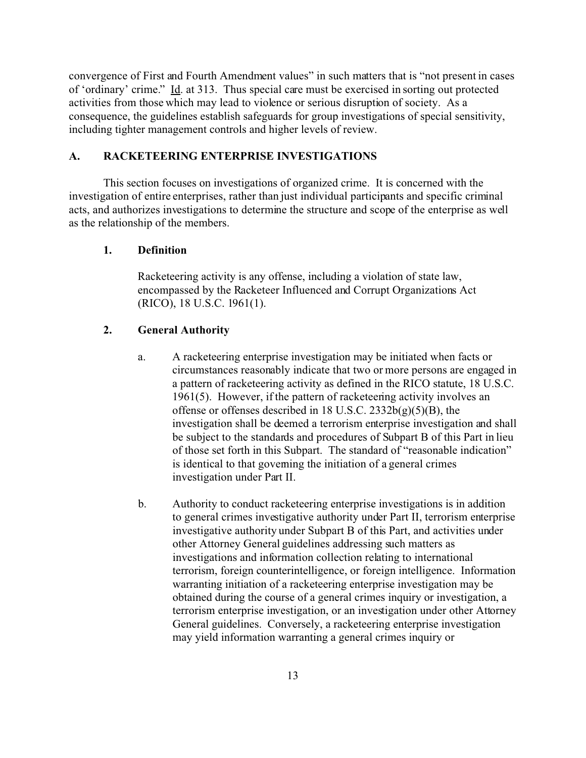convergence of First and Fourth Amendment values" in such matters that is "not present in cases of 'ordinary' crime." Id. at 313. Thus special care must be exercised in sorting out protected activities from those which may lead to violence or serious disruption of society. As a consequence, the guidelines establish safeguards for group investigations of special sensitivity, including tighter management controls and higher levels of review.

## A. RACKETEERING ENTERPRISE INVESTIGATIONS

This section focuses on investigations of organized crime. It is concerned with the investigation of entire enterprises, rather than just individual participants and specific criminal acts, and authorizes investigations to determine the structure and scope of the enterprise as well as the relationship of the members.

### 1. Definition

Racketeering activity is any offense, including a violation of state law, encompassed by the Racketeer Influenced and Corrupt Organizations Act (RICO), 18 U.S.C. 1961(1).

### 2. General Authority

a. A racketeering enterprise investigation may be initiated when facts or circumstances reasonably indicate that two or more persons are engaged in a pattern of racketeering activity as defined in the RICO statute, 18 U.S.C. 1961(5). However, if the pattern of racketeering activity involves an offense or offenses described in 18 U.S.C. 2332b(g)(5)(B), the investigation shall be deemed a terrorism enterprise investigation and shall be subject to the standards and procedures of Subpart B of this Part in lieu of those set forth in this Subpart. The standard of "reasonable indication" is identical to that governing the initiation of a general crimes investigation under Part II.

b. Authority to conduct racketeering enterprise investigations is in addition to general crimes investigative authority under Part II, terrorism enterprise investigative authority under Subpart B of this Part, and activities under other Attorney General guidelines addressing such matters as investigations and information collection relating to international terrorism, foreign counterintelligence, or foreign intelligence. Information warranting initiation of a racketeering enterprise investigation may be obtained during the course of a general crimes inquiry or investigation, a terrorism enterprise investigation, or an investigation under other Attorney General guidelines. Conversely, a racketeering enterprise investigation may yield information warranting a general crimes inquiry or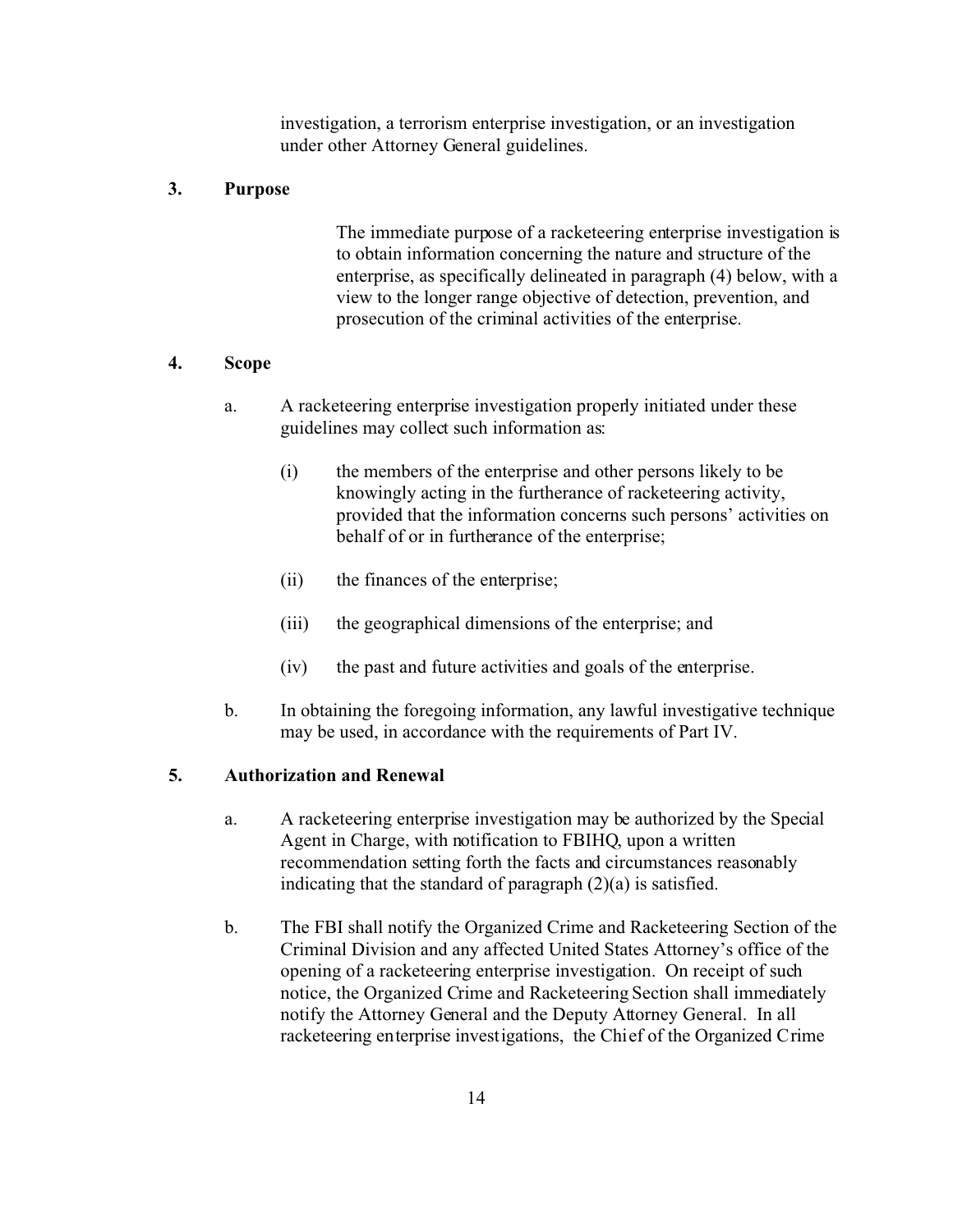investigation, a terrorism enterprise investigation, or an investigation under other Attorney General guidelines.

### 3. Purpose

The immediate purpose of a racketeering enterprise investigation is to obtain information concerning the nature and structure of the enterprise, as specifically delineated in paragraph (4) below, with a view to the longer range objective of detection, prevention, and prosecution of the criminal activities of the enterprise.

### 4. Scope

a. A racketeering enterprise investigation properly initiated under these guidelines may collect such information as:

(i) the members of the enterprise and other persons likely to be knowingly acting in the furtherance of racketeering activity, provided that the information concerns such persons' activities on behalf of or in furtherance of the enterprise;

(ii) the finances of the enterprise;

(iii) the geographical dimensions of the enterprise; and

(iv) the past and future activities and goals of the enterprise.

b. In obtaining the foregoing information, any lawful investigative technique may be used, in accordance with the requirements of Part IV.

### 5. Authorization and Renewal

a. A racketeering enterprise investigation may be authorized by the Special Agent in Charge, with notification to FBIHQ, upon a written recommendation setting forth the facts and circumstances reasonably indicating that the standard of paragraph (2)(a) is satisfied.

b. The FBI shall notify the Organized Crime and Racketeering Section of the Criminal Division and any affected United States Attorney's office of the opening of a racketeering enterprise investigation. On receipt of such notice, the Organized Crime and Racketeering Section shall immediately notify the Attorney General and the Deputy Attorney General. In all racketeering enterprise investigations, the Chief of the Organized Crime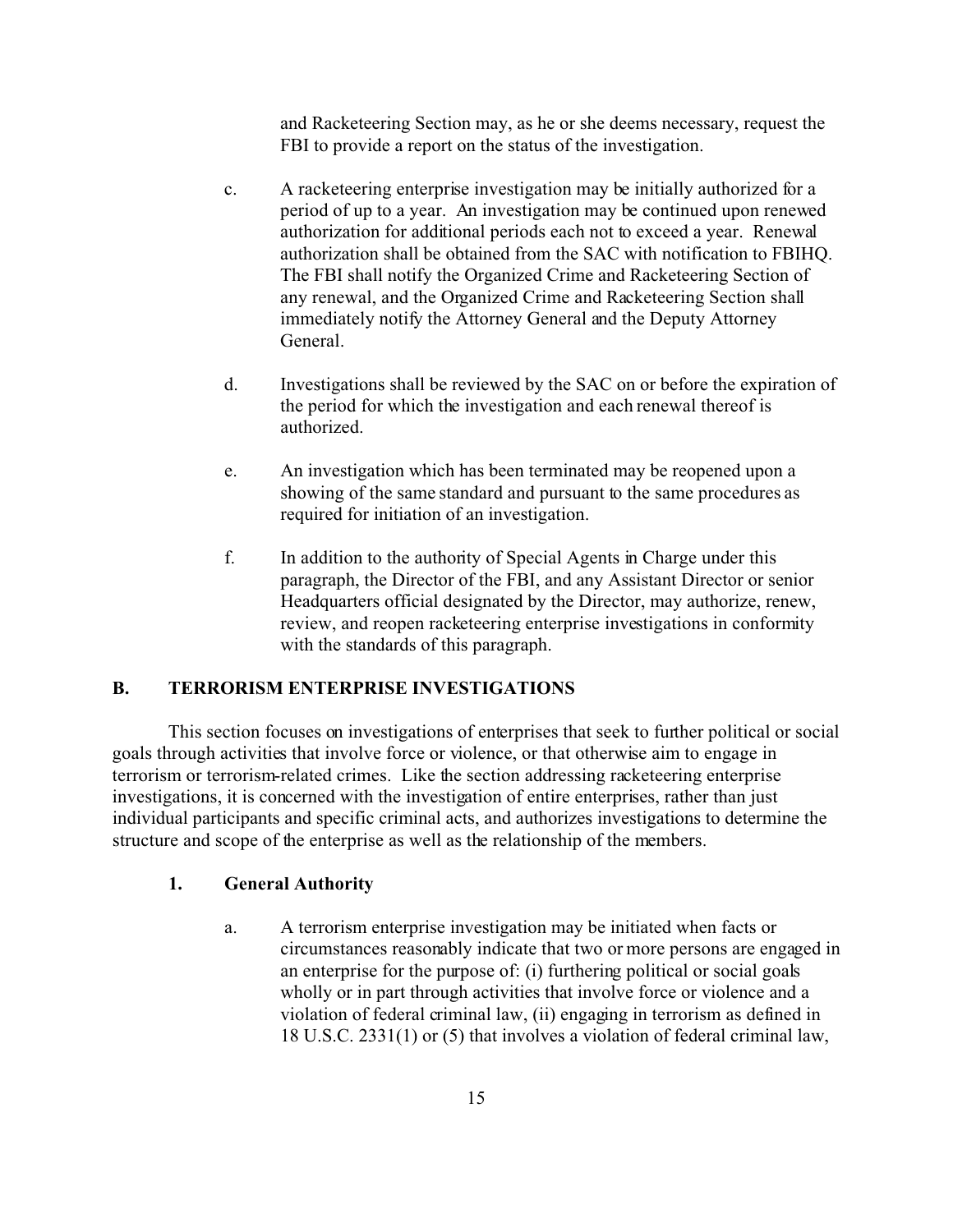and Racketeering Section may, as he or she deems necessary, request the FBI to provide a report on the status of the investigation.

c. A racketeering enterprise investigation may be initially authorized for a period of up to a year. An investigation may be continued upon renewed authorization for additional periods each not to exceed a year. Renewal authorization shall be obtained from the SAC with notification to FBIHQ. The FBI shall notify the Organized Crime and Racketeering Section of any renewal, and the Organized Crime and Racketeering Section shall immediately notify the Attorney General and the Deputy Attorney General.

d. Investigations shall be reviewed by the SAC on or before the expiration of the period for which the investigation and each renewal thereof is authorized.

e. An investigation which has been terminated may be reopened upon a showing of the same standard and pursuant to the same procedures as required for initiation of an investigation.

f. In addition to the authority of Special Agents in Charge under this paragraph, the Director of the FBI, and any Assistant Director or senior Headquarters official designated by the Director, may authorize, renew, review, and reopen racketeering enterprise investigations in conformity with the standards of this paragraph.

## B. TERRORISM ENTERPRISE INVESTIGATIONS

This section focuses on investigations of enterprises that seek to further political or social goals through activities that involve force or violence, or that otherwise aim to engage in terrorism or terrorism-related crimes. Like the section addressing racketeering enterprise investigations, it is concerned with the investigation of entire enterprises, rather than just individual participants and specific criminal acts, and authorizes investigations to determine the structure and scope of the enterprise as well as the relationship of the members.

### 1. General Authority

a. A terrorism enterprise investigation may be initiated when facts or circumstances reasonably indicate that two or more persons are engaged in an enterprise for the purpose of: (i) furthering political or social goals wholly or in part through activities that involve force or violence and a violation of federal criminal law, (ii) engaging in terrorism as defined in 18 U.S.C. 2331(1) or (5) that involves a violation of federal criminal law,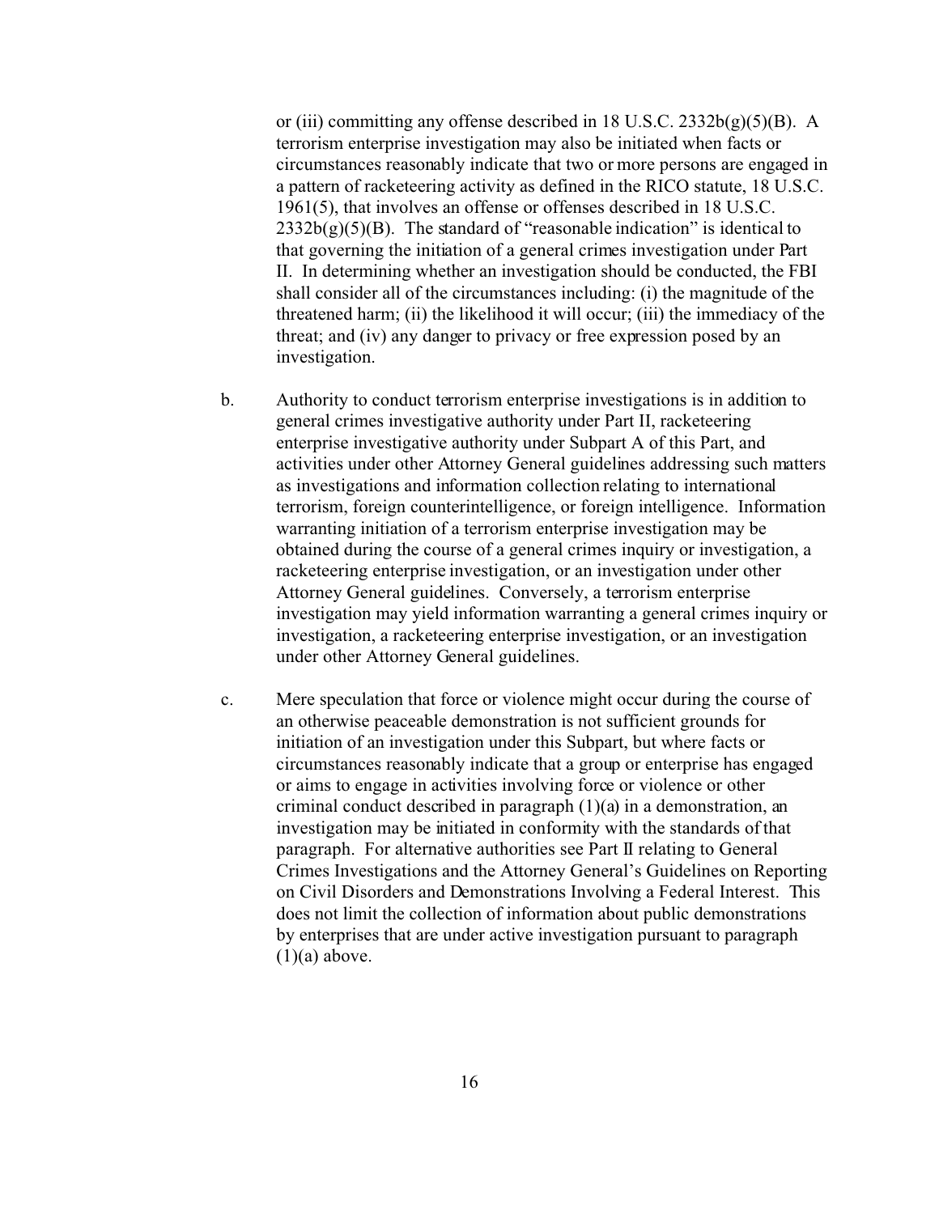or (iii) committing any offense described in 18 U.S.C. 2332b(g)(5)(B). A terrorism enterprise investigation may also be initiated when facts or circumstances reasonably indicate that two or more persons are engaged in a pattern of racketeering activity as defined in the RICO statute, 18 U.S.C. 1961(5), that involves an offense or offenses described in 18 U.S.C. 2332b(g)(5)(B). The standard of "reasonable indication" is identical to that governing the initiation of a general crimes investigation under Part II. In determining whether an investigation should be conducted, the FBI shall consider all of the circumstances including: (i) the magnitude of the threatened harm; (ii) the likelihood it will occur; (iii) the immediacy of the threat; and (iv) any danger to privacy or free expression posed by an investigation.

b. Authority to conduct terrorism enterprise investigations is in addition to general crimes investigative authority under Part II, racketeering enterprise investigative authority under Subpart A of this Part, and activities under other Attorney General guidelines addressing such matters as investigations and information collection relating to international terrorism, foreign counterintelligence, or foreign intelligence. Information warranting initiation of a terrorism enterprise investigation may be obtained during the course of a general crimes inquiry or investigation, a racketeering enterprise investigation, or an investigation under other Attorney General guidelines. Conversely, a terrorism enterprise investigation may yield information warranting a general crimes inquiry or investigation, a racketeering enterprise investigation, or an investigation under other Attorney General guidelines.

c. Mere speculation that force or violence might occur during the course of an otherwise peaceable demonstration is not sufficient grounds for initiation of an investigation under this Subpart, but where facts or circumstances reasonably indicate that a group or enterprise has engaged or aims to engage in activities involving force or violence or other criminal conduct described in paragraph (1)(a) in a demonstration, an investigation may be initiated in conformity with the standards of that paragraph. For alternative authorities see Part II relating to General Crimes Investigations and the Attorney General's Guidelines on Reporting on Civil Disorders and Demonstrations Involving a Federal Interest. This does not limit the collection of information about public demonstrations by enterprises that are under active investigation pursuant to paragraph (1)(a) above.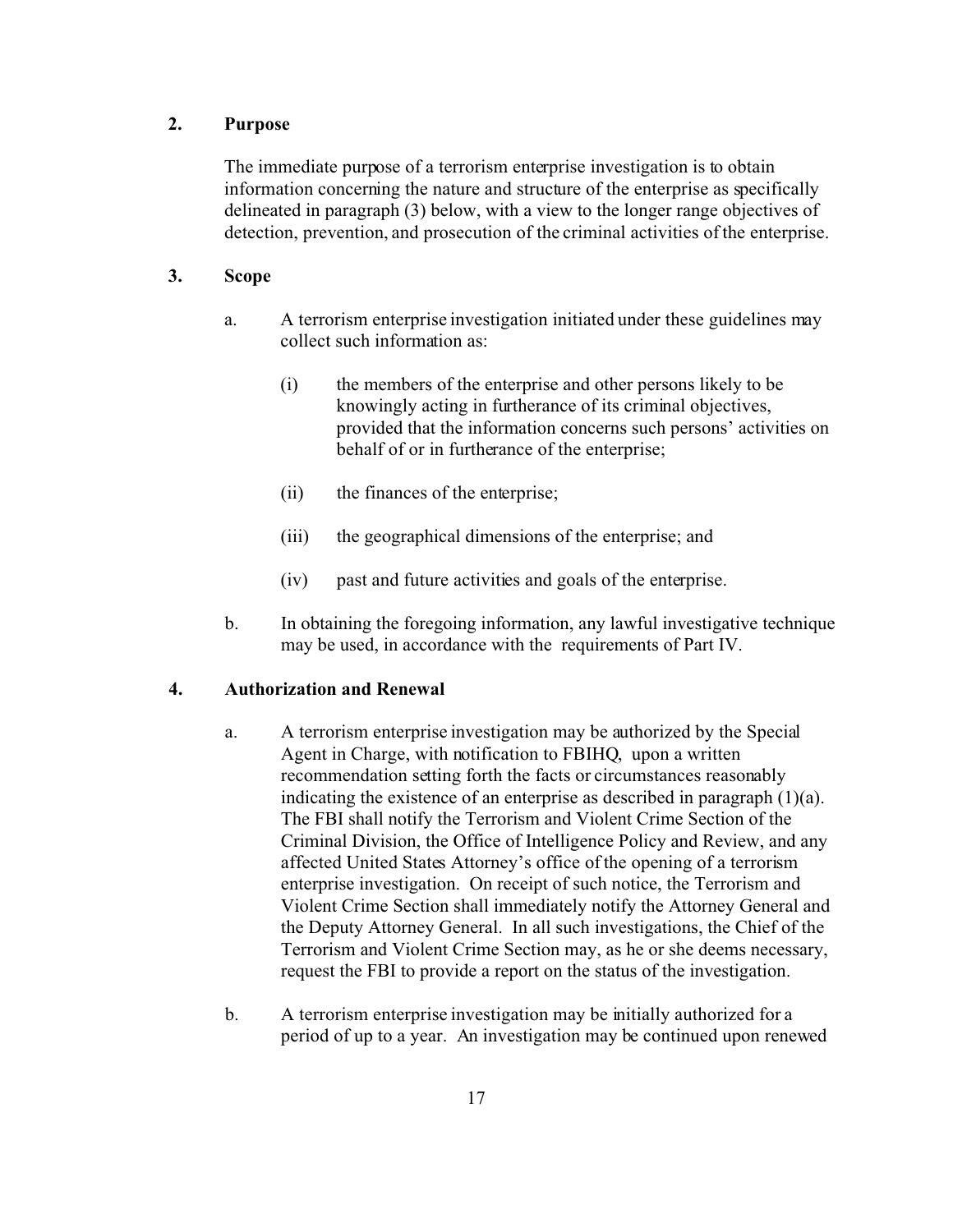**2. Purpose**

The immediate purpose of a terrorism enterprise investigation is to obtain information concerning the nature and structure of the enterprise as specifically delineated in paragraph (3) below, with a view to the longer range objectives of detection, prevention, and prosecution of the criminal activities of the enterprise.

**3. Scope**

a. A terrorism enterprise investigation initiated under these guidelines may collect such information as:

(i) the members of the enterprise and other persons likely to be knowingly acting in furtherance of its criminal objectives, provided that the information concerns such persons' activities on behalf of or in furtherance of the enterprise;

(ii) the finances of the enterprise;

(iii) the geographical dimensions of the enterprise; and

(iv) past and future activities and goals of the enterprise.

b. In obtaining the foregoing information, any lawful investigative technique may be used, in accordance with the requirements of Part IV.

**4. Authorization and Renewal**

a. A terrorism enterprise investigation may be authorized by the Special Agent in Charge, with notification to FBIHQ, upon a written recommendation setting forth the facts or circumstances reasonably indicating the existence of an enterprise as described in paragraph (1)(a). The FBI shall notify the Terrorism and Violent Crime Section of the Criminal Division, the Office of Intelligence Policy and Review, and any affected United States Attorney's office of the opening of a terrorism enterprise investigation. On receipt of such notice, the Terrorism and Violent Crime Section shall immediately notify the Attorney General and the Deputy Attorney General. In all such investigations, the Chief of the Terrorism and Violent Crime Section may, as he or she deems necessary, request the FBI to provide a report on the status of the investigation.

b. A terrorism enterprise investigation may be initially authorized for a period of up to a year. An investigation may be continued upon renewed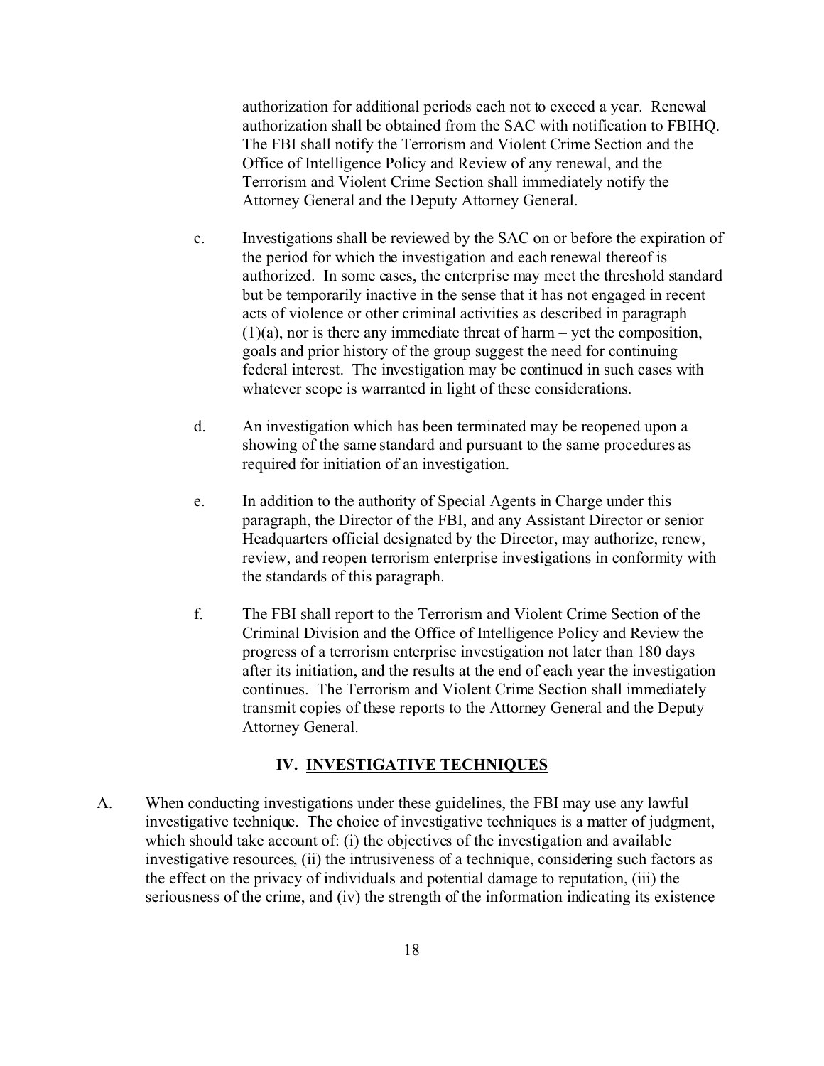authorization for additional periods each not to exceed a year. Renewal authorization shall be obtained from the SAC with notification to FBIHQ. The FBI shall notify the Terrorism and Violent Crime Section and the Office of Intelligence Policy and Review of any renewal, and the Terrorism and Violent Crime Section shall immediately notify the Attorney General and the Deputy Attorney General.

c. Investigations shall be reviewed by the SAC on or before the expiration of the period for which the investigation and each renewal thereof is authorized. In some cases, the enterprise may meet the threshold standard but be temporarily inactive in the sense that it has not engaged in recent acts of violence or other criminal activities as described in paragraph (1)(a), nor is there any immediate threat of harm – yet the composition, goals and prior history of the group suggest the need for continuing federal interest. The investigation may be continued in such cases with whatever scope is warranted in light of these considerations.

d. An investigation which has been terminated may be reopened upon a showing of the same standard and pursuant to the same procedures as required for initiation of an investigation.

e. In addition to the authority of Special Agents in Charge under this paragraph, the Director of the FBI, and any Assistant Director or senior Headquarters official designated by the Director, may authorize, renew, review, and reopen terrorism enterprise investigations in conformity with the standards of this paragraph.

f. The FBI shall report to the Terrorism and Violent Crime Section of the Criminal Division and the Office of Intelligence Policy and Review the progress of a terrorism enterprise investigation not later than 180 days after its initiation, and the results at the end of each year the investigation continues. The Terrorism and Violent Crime Section shall immediately transmit copies of these reports to the Attorney General and the Deputy Attorney General.

## IV. INVESTIGATIVE TECHNIQUES

A. When conducting investigations under these guidelines, the FBI may use any lawful investigative technique. The choice of investigative techniques is a matter of judgment, which should take account of: (i) the objectives of the investigation and available investigative resources, (ii) the intrusiveness of a technique, considering such factors as the effect on the privacy of individuals and potential damage to reputation, (iii) the seriousness of the crime, and (iv) the strength of the information indicating its existence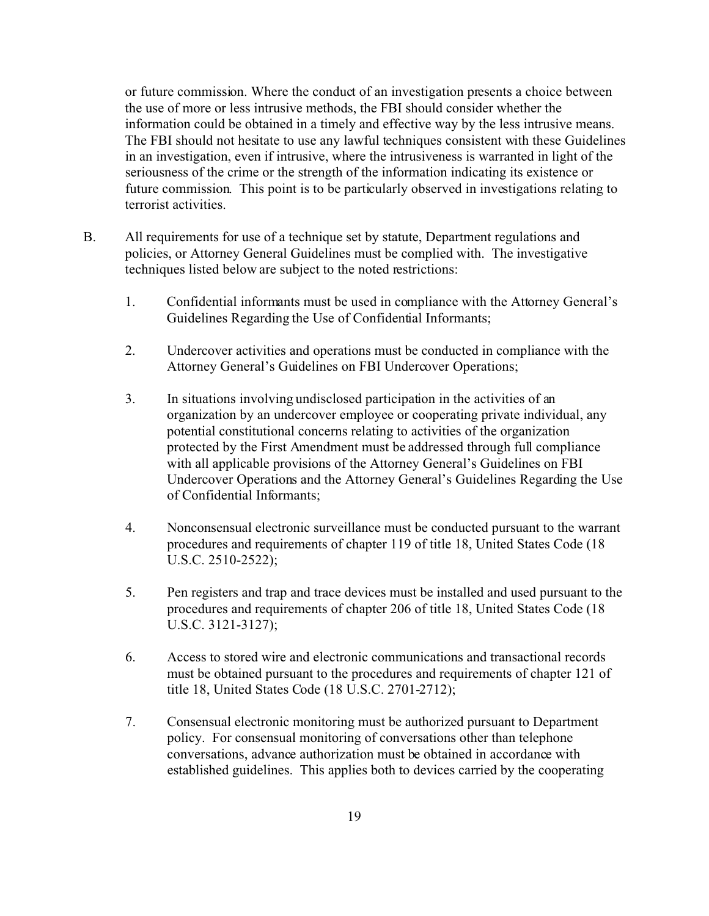or future commission. Where the conduct of an investigation presents a choice between the use of more or less intrusive methods, the FBI should consider whether the information could be obtained in a timely and effective way by the less intrusive means. The FBI should not hesitate to use any lawful techniques consistent with these Guidelines in an investigation, even if intrusive, where the intrusiveness is warranted in light of the seriousness of the crime or the strength of the information indicating its existence or future commission. This point is to be particularly observed in investigations relating to terrorist activities.

B. All requirements for use of a technique set by statute, Department regulations and policies, or Attorney General Guidelines must be complied with. The investigative techniques listed below are subject to the noted restrictions:

1. Confidential informants must be used in compliance with the Attorney General's Guidelines Regarding the Use of Confidential Informants;

2. Undercover activities and operations must be conducted in compliance with the Attorney General's Guidelines on FBI Undercover Operations;

3. In situations involving undisclosed participation in the activities of an organization by an undercover employee or cooperating private individual, any potential constitutional concerns relating to activities of the organization protected by the First Amendment must be addressed through full compliance with all applicable provisions of the Attorney General's Guidelines on FBI Undercover Operations and the Attorney General's Guidelines Regarding the Use of Confidential Informants;

4. Nonconsensual electronic surveillance must be conducted pursuant to the warrant procedures and requirements of chapter 119 of title 18, United States Code (18 U.S.C. 2510-2522);

5. Pen registers and trap and trace devices must be installed and used pursuant to the procedures and requirements of chapter 206 of title 18, United States Code (18 U.S.C. 3121-3127);

6. Access to stored wire and electronic communications and transactional records must be obtained pursuant to the procedures and requirements of chapter 121 of title 18, United States Code (18 U.S.C. 2701-2712);

7. Consensual electronic monitoring must be authorized pursuant to Department policy. For consensual monitoring of conversations other than telephone conversations, advance authorization must be obtained in accordance with established guidelines. This applies both to devices carried by the cooperating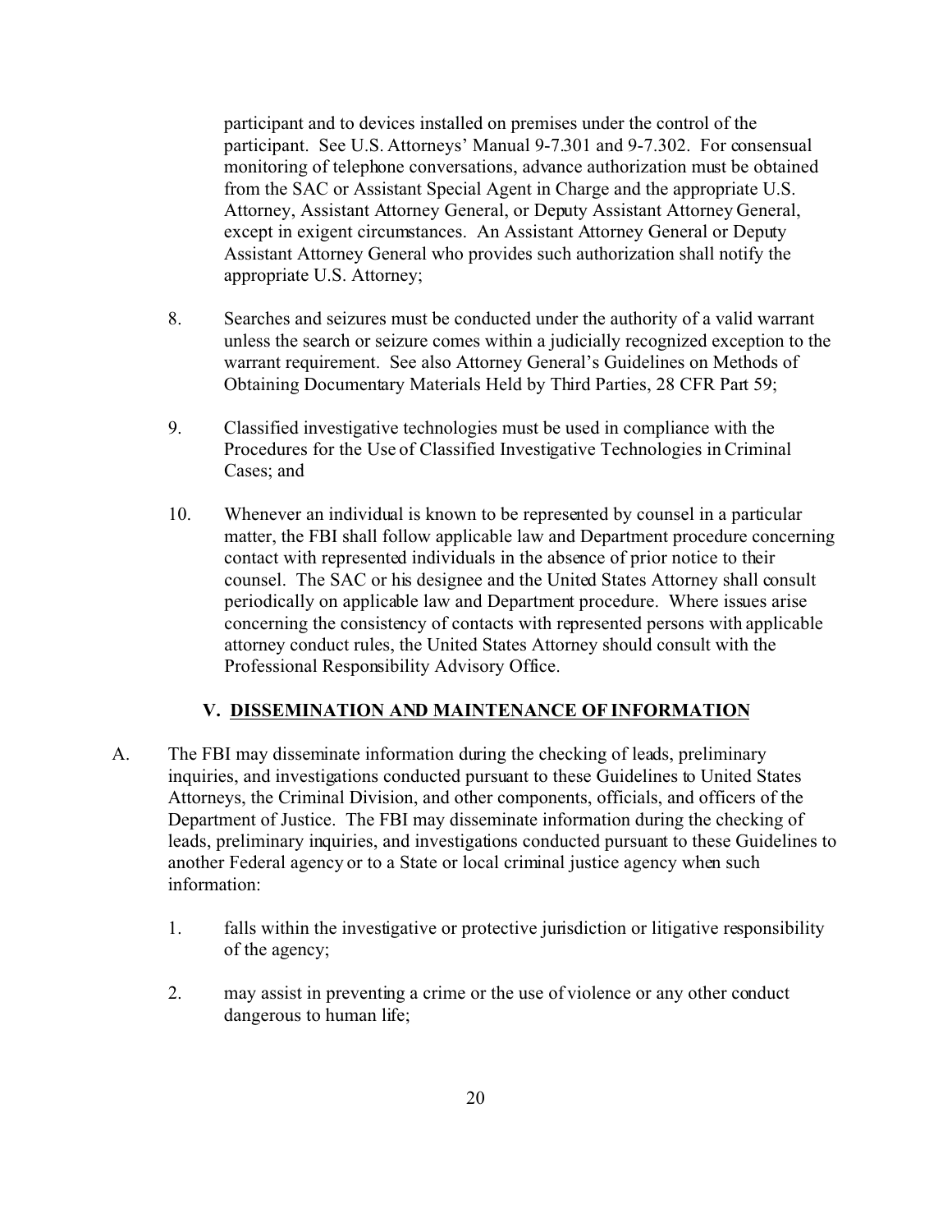participant and to devices installed on premises under the control of the participant. See U.S. Attorneys' Manual 9-7.301 and 9-7.302. For consensual monitoring of telephone conversations, advance authorization must be obtained from the SAC or Assistant Special Agent in Charge and the appropriate U.S. Attorney, Assistant Attorney General, or Deputy Assistant Attorney General, except in exigent circumstances. An Assistant Attorney General or Deputy Assistant Attorney General who provides such authorization shall notify the appropriate U.S. Attorney;

8. Searches and seizures must be conducted under the authority of a valid warrant unless the search or seizure comes within a judicially recognized exception to the warrant requirement. See also Attorney General's Guidelines on Methods of Obtaining Documentary Materials Held by Third Parties, 28 CFR Part 59;

9. Classified investigative technologies must be used in compliance with the Procedures for the Use of Classified Investigative Technologies in Criminal Cases; and

10. Whenever an individual is known to be represented by counsel in a particular matter, the FBI shall follow applicable law and Department procedure concerning contact with represented individuals in the absence of prior notice to their counsel. The SAC or his designee and the United States Attorney shall consult periodically on applicable law and Department procedure. Where issues arise concerning the consistency of contacts with represented persons with applicable attorney conduct rules, the United States Attorney should consult with the Professional Responsibility Advisory Office.

## V. DISSEMINATION AND MAINTENANCE OF INFORMATION

A. The FBI may disseminate information during the checking of leads, preliminary inquiries, and investigations conducted pursuant to these Guidelines to United States Attorneys, the Criminal Division, and other components, officials, and officers of the Department of Justice. The FBI may disseminate information during the checking of leads, preliminary inquiries, and investigations conducted pursuant to these Guidelines to another Federal agency or to a State or local criminal justice agency when such information:

   1. falls within the investigative or protective jurisdiction or litigative responsibility of the agency;

   2. may assist in preventing a crime or the use of violence or any other conduct dangerous to human life;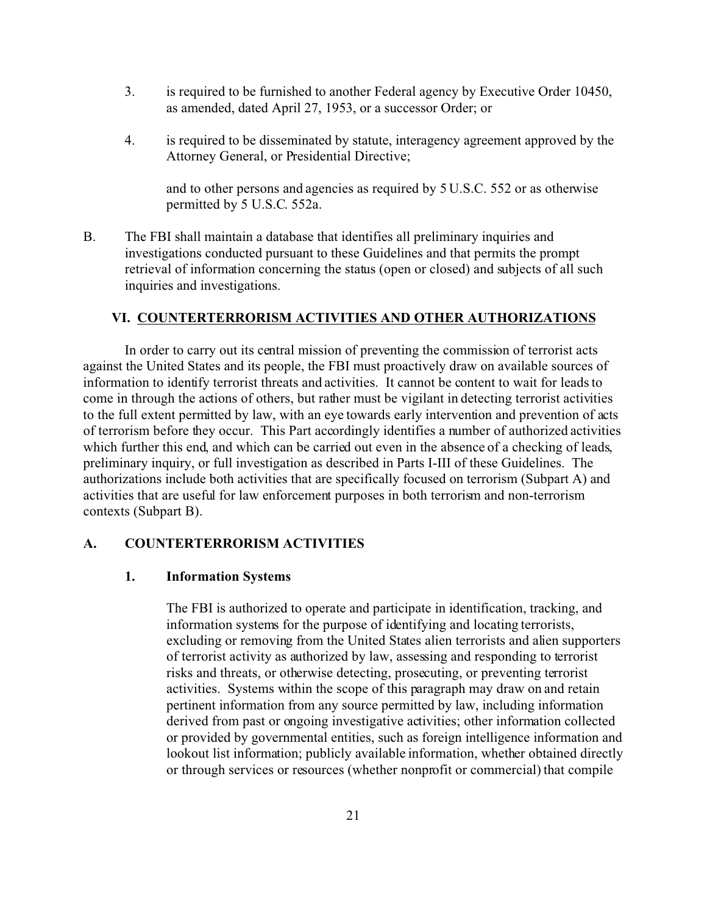3. is required to be furnished to another Federal agency by Executive Order 10450, as amended, dated April 27, 1953, or a successor Order; or

4. is required to be disseminated by statute, interagency agreement approved by the Attorney General, or Presidential Directive;

   and to other persons and agencies as required by 5 U.S.C. 552 or as otherwise permitted by 5 U.S.C. 552a.

B. The FBI shall maintain a database that identifies all preliminary inquiries and investigations conducted pursuant to these Guidelines and that permits the prompt retrieval of information concerning the status (open or closed) and subjects of all such inquiries and investigations.

## VI. COUNTERTERRORISM ACTIVITIES AND OTHER AUTHORIZATIONS

In order to carry out its central mission of preventing the commission of terrorist acts against the United States and its people, the FBI must proactively draw on available sources of information to identify terrorist threats and activities. It cannot be content to wait for leads to come in through the actions of others, but rather must be vigilant in detecting terrorist activities to the full extent permitted by law, with an eye towards early intervention and prevention of acts of terrorism before they occur. This Part accordingly identifies a number of authorized activities which further this end, and which can be carried out even in the absence of a checking of leads, preliminary inquiry, or full investigation as described in Parts I-III of these Guidelines. The authorizations include both activities that are specifically focused on terrorism (Subpart A) and activities that are useful for law enforcement purposes in both terrorism and non-terrorism contexts (Subpart B).

### A. COUNTERTERRORISM ACTIVITIES

#### 1. Information Systems

The FBI is authorized to operate and participate in identification, tracking, and information systems for the purpose of identifying and locating terrorists, excluding or removing from the United States alien terrorists and alien supporters of terrorist activity as authorized by law, assessing and responding to terrorist risks and threats, or otherwise detecting, prosecuting, or preventing terrorist activities. Systems within the scope of this paragraph may draw on and retain pertinent information from any source permitted by law, including information derived from past or ongoing investigative activities; other information collected or provided by governmental entities, such as foreign intelligence information and lookout list information; publicly available information, whether obtained directly or through services or resources (whether nonprofit or commercial) that compile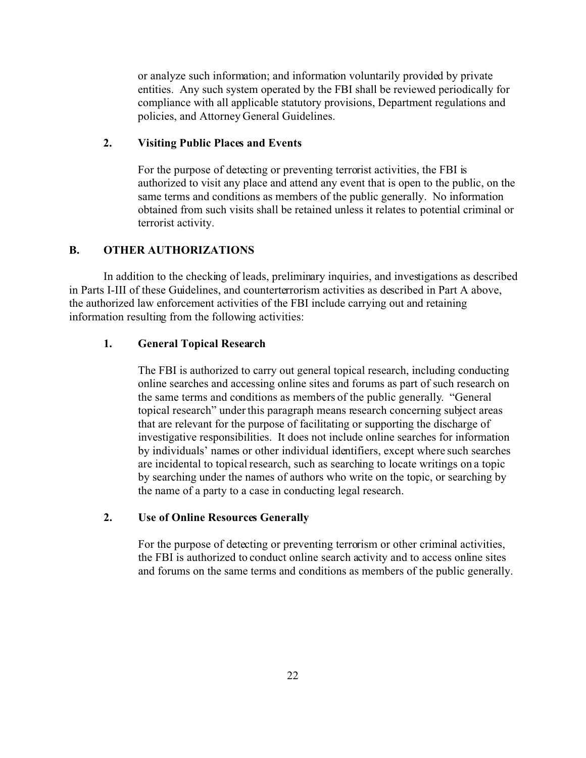or analyze such information; and information voluntarily provided by private entities. Any such system operated by the FBI shall be reviewed periodically for compliance with all applicable statutory provisions, Department regulations and policies, and Attorney General Guidelines.

### 2. Visiting Public Places and Events

For the purpose of detecting or preventing terrorist activities, the FBI is authorized to visit any place and attend any event that is open to the public, on the same terms and conditions as members of the public generally. No information obtained from such visits shall be retained unless it relates to potential criminal or terrorist activity.

## B. OTHER AUTHORIZATIONS

In addition to the checking of leads, preliminary inquiries, and investigations as described in Parts I-III of these Guidelines, and counterterrorism activities as described in Part A above, the authorized law enforcement activities of the FBI include carrying out and retaining information resulting from the following activities:

### 1. General Topical Research

The FBI is authorized to carry out general topical research, including conducting online searches and accessing online sites and forums as part of such research on the same terms and conditions as members of the public generally. "General topical research" under this paragraph means research concerning subject areas that are relevant for the purpose of facilitating or supporting the discharge of investigative responsibilities. It does not include online searches for information by individuals' names or other individual identifiers, except where such searches are incidental to topical research, such as searching to locate writings on a topic by searching under the names of authors who write on the topic, or searching by the name of a party to a case in conducting legal research.

### 2. Use of Online Resources Generally

For the purpose of detecting or preventing terrorism or other criminal activities, the FBI is authorized to conduct online search activity and to access online sites and forums on the same terms and conditions as members of the public generally.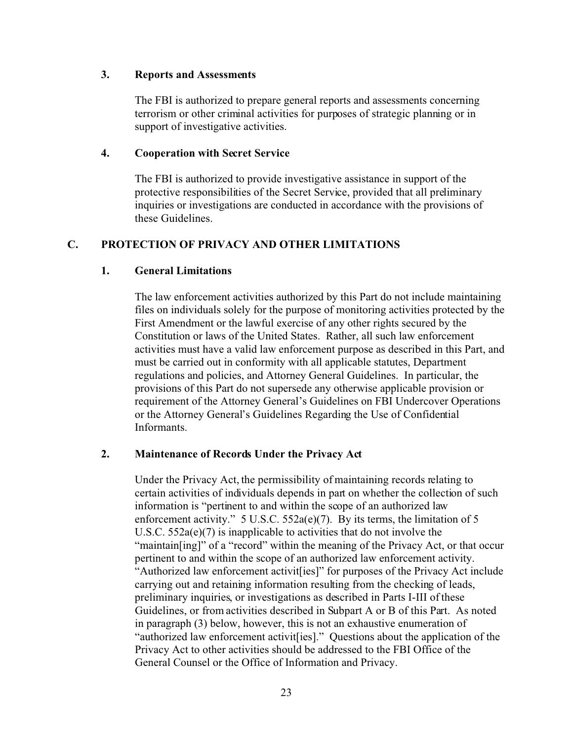### 3. Reports and Assessments

The FBI is authorized to prepare general reports and assessments concerning terrorism or other criminal activities for purposes of strategic planning or in support of investigative activities.

### 4. Cooperation with Secret Service

The FBI is authorized to provide investigative assistance in support of the protective responsibilities of the Secret Service, provided that all preliminary inquiries or investigations are conducted in accordance with the provisions of these Guidelines.

## C. PROTECTION OF PRIVACY AND OTHER LIMITATIONS

### 1. General Limitations

The law enforcement activities authorized by this Part do not include maintaining files on individuals solely for the purpose of monitoring activities protected by the First Amendment or the lawful exercise of any other rights secured by the Constitution or laws of the United States. Rather, all such law enforcement activities must have a valid law enforcement purpose as described in this Part, and must be carried out in conformity with all applicable statutes, Department regulations and policies, and Attorney General Guidelines. In particular, the provisions of this Part do not supersede any otherwise applicable provision or requirement of the Attorney General's Guidelines on FBI Undercover Operations or the Attorney General's Guidelines Regarding the Use of Confidential Informants.

### 2. Maintenance of Records Under the Privacy Act

Under the Privacy Act, the permissibility of maintaining records relating to certain activities of individuals depends in part on whether the collection of such information is "pertinent to and within the scope of an authorized law enforcement activity." 5 U.S.C. 552a(e)(7). By its terms, the limitation of 5 U.S.C. 552a(e)(7) is inapplicable to activities that do not involve the "maintain[ing]" of a "record" within the meaning of the Privacy Act, or that occur pertinent to and within the scope of an authorized law enforcement activity. "Authorized law enforcement activit[ies]" for purposes of the Privacy Act include carrying out and retaining information resulting from the checking of leads, preliminary inquiries, or investigations as described in Parts I-III of these Guidelines, or from activities described in Subpart A or B of this Part. As noted in paragraph (3) below, however, this is not an exhaustive enumeration of "authorized law enforcement activit[ies]." Questions about the application of the Privacy Act to other activities should be addressed to the FBI Office of the General Counsel or the Office of Information and Privacy.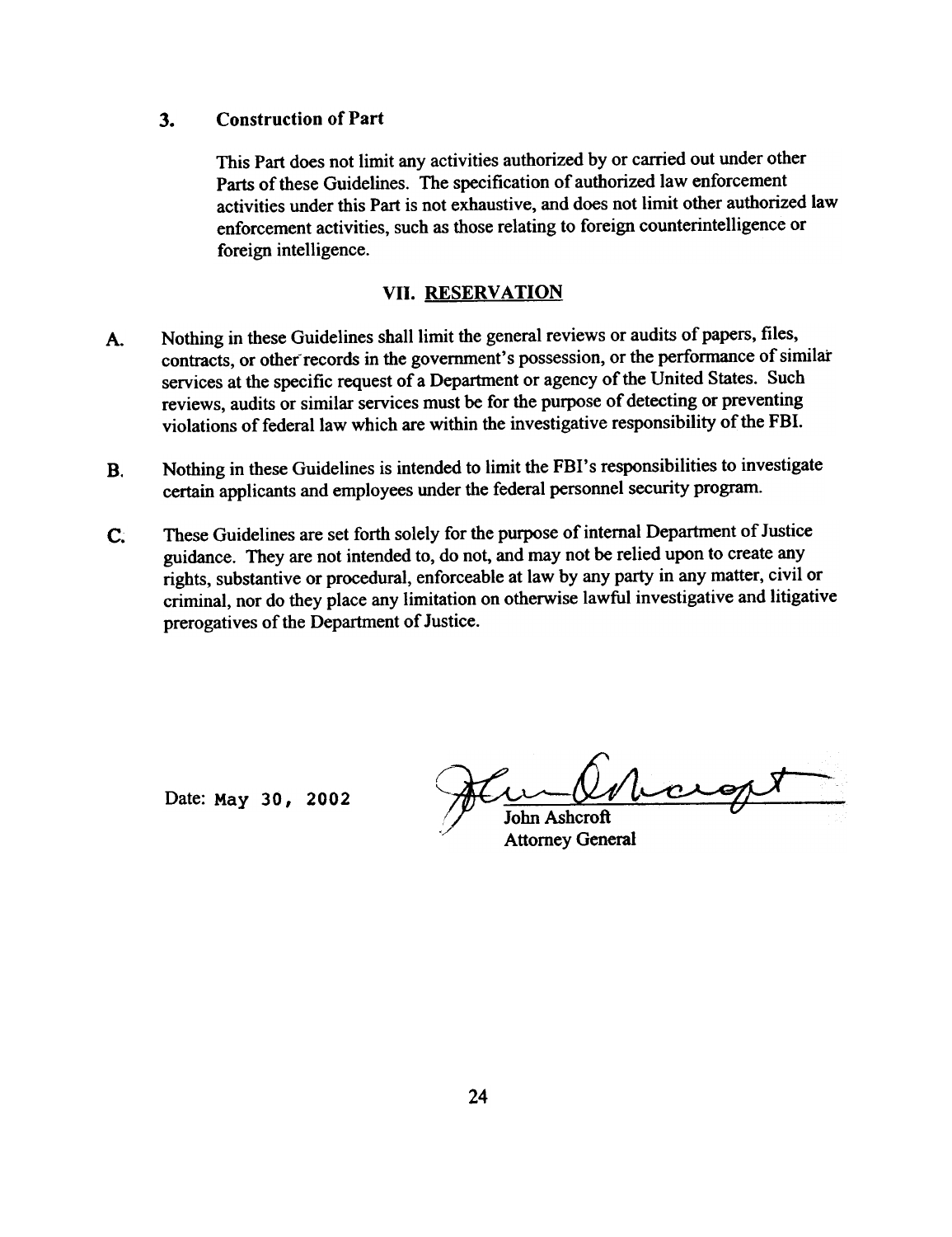### 3. Construction of Part

This Part does not limit any activities authorized by or carried out under other Parts of these Guidelines. The specification of authorized law enforcement activities under this Part is not exhaustive, and does not limit other authorized law enforcement activities, such as those relating to foreign counterintelligence or foreign intelligence.

## VII. RESERVATION

A. Nothing in these Guidelines shall limit the general reviews or audits of papers, files, contracts, or other records in the government's possession, or the performance of similar services at the specific request of a Department or agency of the United States. Such reviews, audits or similar services must be for the purpose of detecting or preventing violations of federal law which are within the investigative responsibility of the FBI.

B. Nothing in these Guidelines is intended to limit the FBI's responsibilities to investigate certain applicants and employees under the federal personnel security program.

C. These Guidelines are set forth solely for the purpose of internal Department of Justice guidance. They are not intended to, do not, and may not be relied upon to create any rights, substantive or procedural, enforceable at law by any party in any matter, civil or criminal, nor do they place any limitation on otherwise lawful investigative and litigative prerogatives of the Department of Justice.

Date: May 30, 2002

John Ashcroft
Attorney General